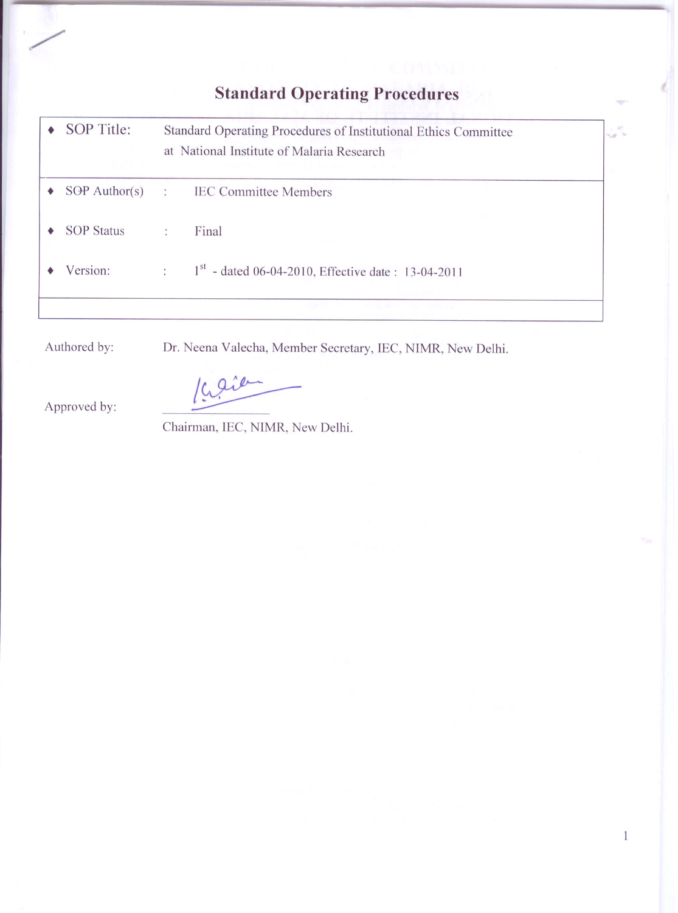# Standard Operating Procedures

| | | |
|---|---|---|
| ♦ SOP Title: | | Standard Operating Procedures of Institutional Ethics Committee at National Institute of Malaria Research |
| ♦ SOP Author(s) | : | IEC Committee Members |
| ♦ SOP Status | : | Final |
| ♦ Version: | : | 1st - dated 06-04-2010, Effective date : 13-04-2011 |

Authored by: Dr. Neena Valecha, Member Secretary, IEC, NIMR, New Delhi.

Approved by:

Chairman, IEC, NIMR, New Delhi.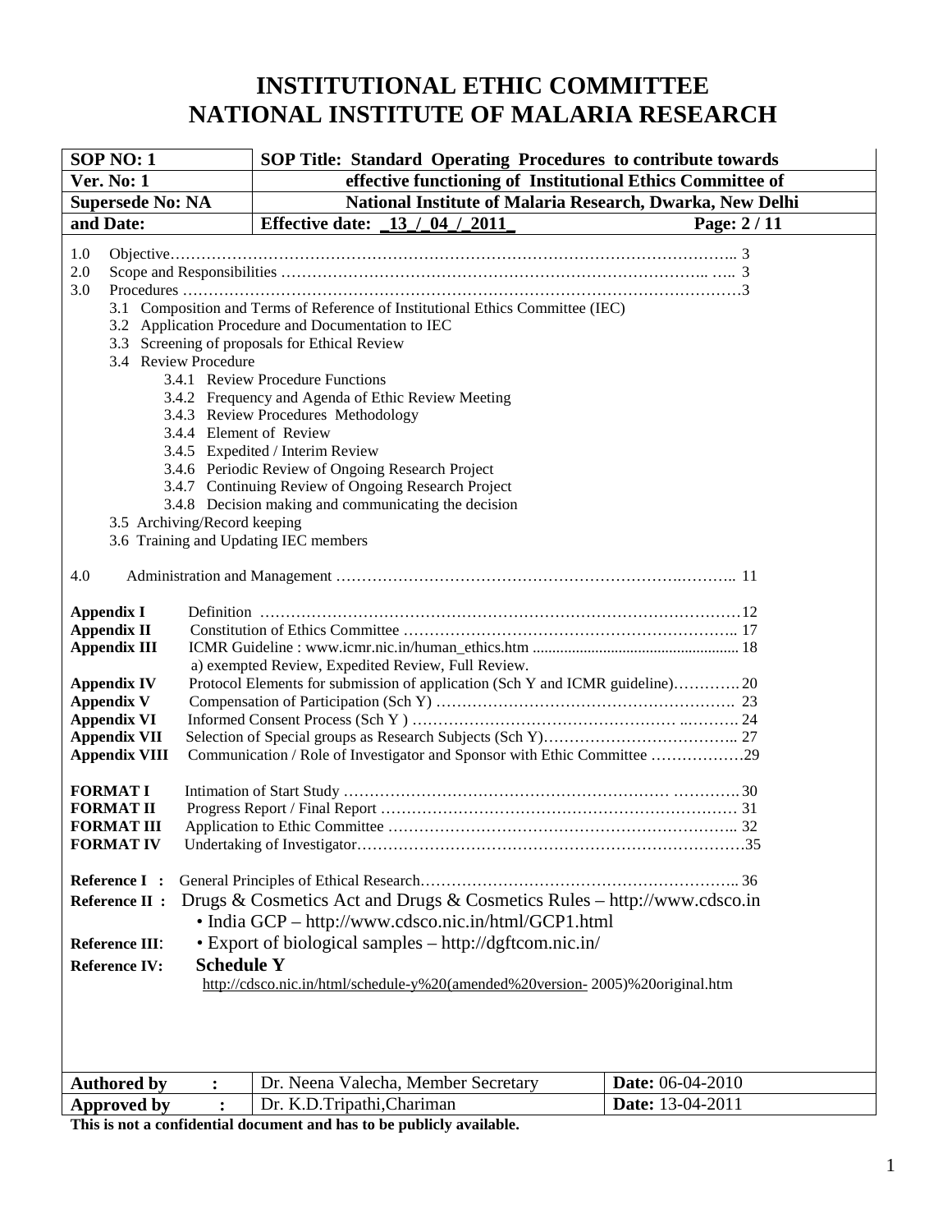# INSTITUTIONAL ETHIC COMMITTEE
# NATIONAL INSTITUTE OF MALARIA RESEARCH

| SOP NO: 1 | SOP Title: Standard Operating Procedures to contribute towards |
| --- | --- |
| Ver. No: 1 | effective functioning of Institutional Ethics Committee of |
| Supersede No: NA | National Institute of Malaria Research, Dwarka, New Delhi |
| and Date: | Effective date: _13_/_04_/_2011_ Page: 2 / 11 |

1.0 Objective………………………………………………………………………………………….. 3
2.0 Scope and Responsibilities …………………………………………………………………….. ….. 3
3.0 Procedures ……………………………………………………………………………………………3

- 3.1 Composition and Terms of Reference of Institutional Ethics Committee (IEC)
- 3.2 Application Procedure and Documentation to IEC
- 3.3 Screening of proposals for Ethical Review
- 3.4 Review Procedure
  - 3.4.1 Review Procedure Functions
  - 3.4.2 Frequency and Agenda of Ethic Review Meeting
  - 3.4.3 Review Procedures Methodology
  - 3.4.4 Element of Review
  - 3.4.5 Expedited / Interim Review
  - 3.4.6 Periodic Review of Ongoing Research Project
  - 3.4.7 Continuing Review of Ongoing Research Project
  - 3.4.8 Decision making and communicating the decision
- 3.5 Archiving/Record keeping
- 3.6 Training and Updating IEC members

4.0 Administration and Management ………………………………………………………….……….. 11

**Appendix I** Definition …………………………………………………………………………………12
**Appendix II** Constitution of Ethics Committee ……………………………………………………….. 17
**Appendix III** ICMR Guideline : www.icmr.nic.in/human_ethics.htm .................................................... 18
a) exempted Review, Expedited Review, Full Review.
**Appendix IV** Protocol Elements for submission of application (Sch Y and ICMR guideline)…………. 20
**Appendix V** Compensation of Participation (Sch Y) …………………………………………………. 23
**Appendix VI** Informed Consent Process (Sch Y ) ………………………………………… ..………. 24
**Appendix VII** Selection of Special groups as Research Subjects (Sch Y)……………………………….. 27
**Appendix VIII** Communication / Role of Investigator and Sponsor with Ethic Committee ……………….29

**FORMAT I** Intimation of Start Study ……………………………………………………… …………. 30
**FORMAT II** Progress Report / Final Report …………………………………………………………… 31
**FORMAT III** Application to Ethic Committee ………………………………………………………….. 32
**FORMAT IV** Undertaking of Investigator…………………………………………………………………35

**Reference I :** General Principles of Ethical Research………………………………………………….. 36
**Reference II :** Drugs & Cosmetics Act and Drugs & Cosmetics Rules – http://www.cdsco.in
• India GCP – http://www.cdsco.nic.in/html/GCP1.html
**Reference III**: • Export of biological samples – http://dgftcom.nic.in/
**Reference IV:** **Schedule Y**
http://cdsco.nic.in/html/schedule-y%20(amended%20version- 2005)%20original.htm

| | | | |
| --- | --- | --- | --- |
| **Authored by** | **:** | Dr. Neena Valecha, Member Secretary | **Date:** 06-04-2010 |
| **Approved by** | **:** | Dr. K.D.Tripathi,Chariman | **Date:** 13-04-2011 |

**This is not a confidential document and has to be publicly available.**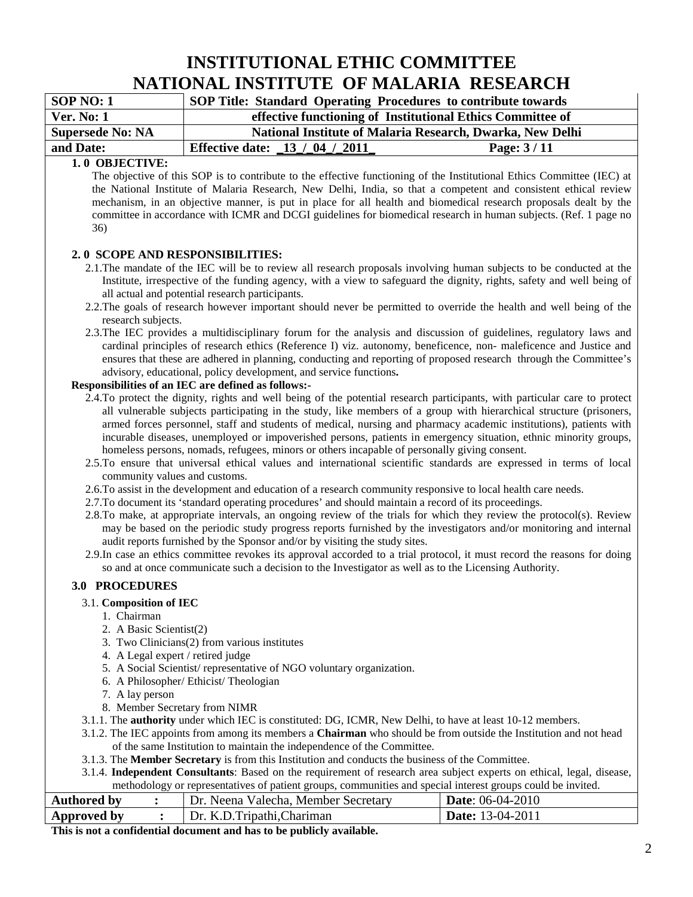# INSTITUTIONAL ETHIC COMMITTEE
# NATIONAL INSTITUTE OF MALARIA RESEARCH

| | |
|---|---|
| **SOP NO: 1** | **SOP Title: Standard Operating Procedures to contribute towards effective functioning of Institutional Ethics Committee of National Institute of Malaria Research, Dwarka, New Delhi** |
| **Ver. No: 1** | |
| **Supersede No: NA and Date:** | **Effective date: _13_/_04_/_2011_ Page: 3 / 11** |

**1. 0 OBJECTIVE:**

The objective of this SOP is to contribute to the effective functioning of the Institutional Ethics Committee (IEC) at the National Institute of Malaria Research, New Delhi, India, so that a competent and consistent ethical review mechanism, in an objective manner, is put in place for all health and biomedical research proposals dealt by the committee in accordance with ICMR and DCGI guidelines for biomedical research in human subjects. (Ref. 1 page no 36)

**2. 0 SCOPE AND RESPONSIBILITIES:**

2.1.The mandate of the IEC will be to review all research proposals involving human subjects to be conducted at the Institute, irrespective of the funding agency, with a view to safeguard the dignity, rights, safety and well being of all actual and potential research participants.

2.2.The goals of research however important should never be permitted to override the health and well being of the research subjects.

2.3.The IEC provides a multidisciplinary forum for the analysis and discussion of guidelines, regulatory laws and cardinal principles of research ethics (Reference I) viz. autonomy, beneficence, non- maleficence and Justice and ensures that these are adhered in planning, conducting and reporting of proposed research through the Committee's advisory, educational, policy development, and service functions**.**

**Responsibilities of an IEC are defined as follows:-**

2.4.To protect the dignity, rights and well being of the potential research participants, with particular care to protect all vulnerable subjects participating in the study, like members of a group with hierarchical structure (prisoners, armed forces personnel, staff and students of medical, nursing and pharmacy academic institutions), patients with incurable diseases, unemployed or impoverished persons, patients in emergency situation, ethnic minority groups, homeless persons, nomads, refugees, minors or others incapable of personally giving consent.

2.5.To ensure that universal ethical values and international scientific standards are expressed in terms of local community values and customs.

2.6.To assist in the development and education of a research community responsive to local health care needs.

2.7.To document its 'standard operating procedures' and should maintain a record of its proceedings.

2.8.To make, at appropriate intervals, an ongoing review of the trials for which they review the protocol(s). Review may be based on the periodic study progress reports furnished by the investigators and/or monitoring and internal audit reports furnished by the Sponsor and/or by visiting the study sites.

2.9.In case an ethics committee revokes its approval accorded to a trial protocol, it must record the reasons for doing so and at once communicate such a decision to the Investigator as well as to the Licensing Authority.

**3.0 PROCEDURES**

3.1. **Composition of IEC**

1. Chairman
2. A Basic Scientist(2)
3. Two Clinicians(2) from various institutes
4. A Legal expert / retired judge
5. A Social Scientist/ representative of NGO voluntary organization.
6. A Philosopher/ Ethicist/ Theologian
7. A lay person
8. Member Secretary from NIMR

3.1.1. The **authority** under which IEC is constituted: DG, ICMR, New Delhi, to have at least 10-12 members.

3.1.2. The IEC appoints from among its members a **Chairman** who should be from outside the Institution and not head of the same Institution to maintain the independence of the Committee.

3.1.3. The **Member Secretary** is from this Institution and conducts the business of the Committee.

3.1.4. **Independent Consultants**: Based on the requirement of research area subject experts on ethical, legal, disease, methodology or representatives of patient groups, communities and special interest groups could be invited.

| | | |
|---|---|---|
| **Authored by :** | Dr. Neena Valecha, Member Secretary | **Date**: 06-04-2010 |
| **Approved by :** | Dr. K.D.Tripathi,Chariman | **Date:** 13-04-2011 |

**This is not a confidential document and has to be publicly available.**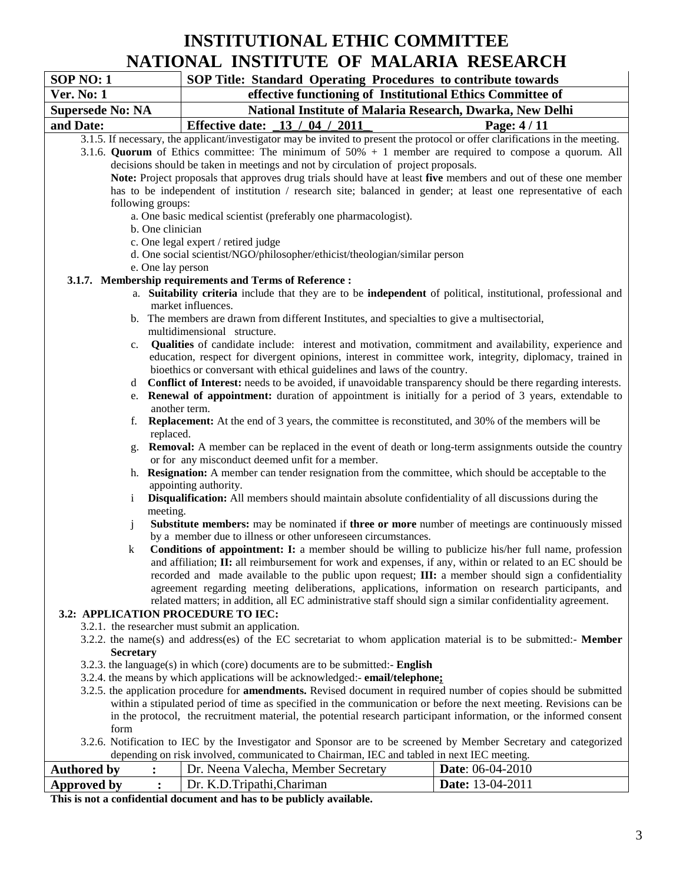# INSTITUTIONAL ETHIC COMMITTEE
# NATIONAL INSTITUTE OF MALARIA RESEARCH

| | | |
|---|---|---|
| **SOP NO: 1** | **SOP Title: Standard Operating Procedures to contribute towards effective functioning of Institutional Ethics Committee of National Institute of Malaria Research, Dwarka, New Delhi** | |
| **Ver. No: 1** | | |
| **Supersede No: NA and Date:** | | |
| | **Effective date: _13_/_04_/_2011_** | **Page: 4 / 11** |

3.1.5. If necessary, the applicant/investigator may be invited to present the protocol or offer clarifications in the meeting.

3.1.6. **Quorum** of Ethics committee: The minimum of 50% + 1 member are required to compose a quorum. All decisions should be taken in meetings and not by circulation of project proposals.

**Note:** Project proposals that approves drug trials should have at least **five** members and out of these one member has to be independent of institution / research site; balanced in gender; at least one representative of each following groups:

a. One basic medical scientist (preferably one pharmacologist).
b. One clinician
c. One legal expert / retired judge
d. One social scientist/NGO/philosopher/ethicist/theologian/similar person
e. One lay person

**3.1.7. Membership requirements and Terms of Reference :**

a. **Suitability criteria** include that they are to be **independent** of political, institutional, professional and market influences.

b. The members are drawn from different Institutes, and specialties to give a multisectorial, multidimensional structure.

c. **Qualities** of candidate include: interest and motivation, commitment and availability, experience and education, respect for divergent opinions, interest in committee work, integrity, diplomacy, trained in bioethics or conversant with ethical guidelines and laws of the country.

d **Conflict of Interest:** needs to be avoided, if unavoidable transparency should be there regarding interests.

e. **Renewal of appointment:** duration of appointment is initially for a period of 3 years, extendable to another term.

f. **Replacement:** At the end of 3 years, the committee is reconstituted, and 30% of the members will be replaced.

g. **Removal:** A member can be replaced in the event of death or long-term assignments outside the country or for any misconduct deemed unfit for a member.

h. **Resignation:** A member can tender resignation from the committee, which should be acceptable to the appointing authority.

i **Disqualification:** All members should maintain absolute confidentiality of all discussions during the meeting.

j **Substitute members:** may be nominated if **three or more** number of meetings are continuously missed by a member due to illness or other unforeseen circumstances.

k **Conditions of appointment: I:** a member should be willing to publicize his/her full name, profession and affiliation; **II:** all reimbursement for work and expenses, if any, within or related to an EC should be recorded and made available to the public upon request; **III:** a member should sign a confidentiality agreement regarding meeting deliberations, applications, information on research participants, and related matters; in addition, all EC administrative staff should sign a similar confidentiality agreement.

**3.2: APPLICATION PROCEDURE TO IEC:**

3.2.1. the researcher must submit an application.

3.2.2. the name(s) and address(es) of the EC secretariat to whom application material is to be submitted:- **Member Secretary**

3.2.3. the language(s) in which (core) documents are to be submitted:- **English**

3.2.4. the means by which applications will be acknowledged:- **email/telephone;**

3.2.5. the application procedure for **amendments.** Revised document in required number of copies should be submitted within a stipulated period of time as specified in the communication or before the next meeting. Revisions can be in the protocol, the recruitment material, the potential research participant information, or the informed consent form

3.2.6. Notification to IEC by the Investigator and Sponsor are to be screened by Member Secretary and categorized depending on risk involved, communicated to Chairman, IEC and tabled in next IEC meeting.

| | | |
|---|---|---|
| **Authored by :** | Dr. Neena Valecha, Member Secretary | **Date**: 06-04-2010 |
| **Approved by :** | Dr. K.D.Tripathi,Chariman | **Date:** 13-04-2011 |

**This is not a confidential document and has to be publicly available.**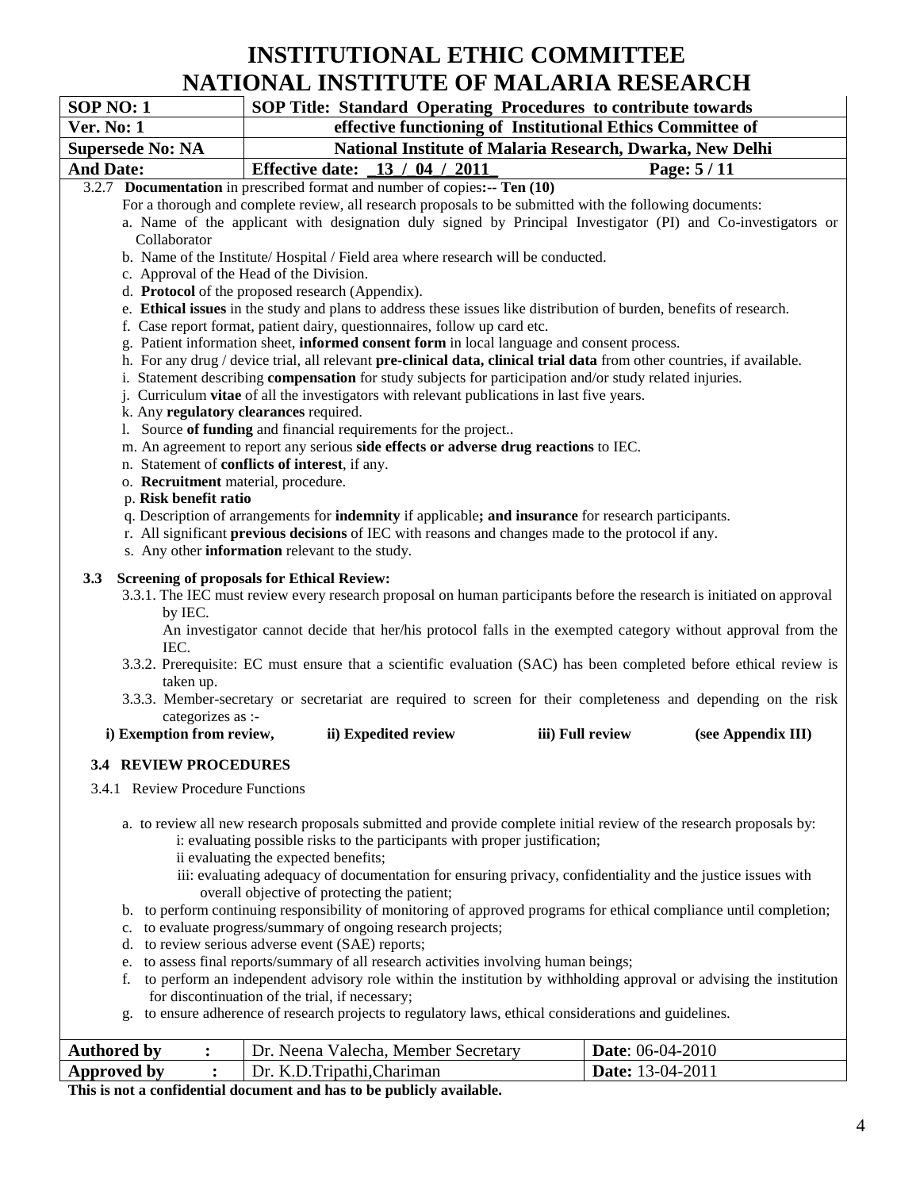3.2.7 **Documentation** in prescribed format and number of copies**:-- Ten (10)**

For a thorough and complete review, all research proposals to be submitted with the following documents:

a. Name of the applicant with designation duly signed by Principal Investigator (PI) and Co-investigators or Collaborator
b. Name of the Institute/ Hospital / Field area where research will be conducted.
c. Approval of the Head of the Division.
d. **Protocol** of the proposed research (Appendix).
e. **Ethical issues** in the study and plans to address these issues like distribution of burden, benefits of research.
f. Case report format, patient dairy, questionnaires, follow up card etc.
g. Patient information sheet, **informed consent form** in local language and consent process.
h. For any drug / device trial, all relevant **pre-clinical data, clinical trial data** from other countries, if available.
i. Statement describing **compensation** for study subjects for participation and/or study related injuries.
j. Curriculum **vitae** of all the investigators with relevant publications in last five years.
k. Any **regulatory clearances** required.
l. Source **of funding** and financial requirements for the project..
m. An agreement to report any serious **side effects or adverse drug reactions** to IEC.
n. Statement of **conflicts of interest**, if any.
o. **Recruitment** material, procedure.
p. **Risk benefit ratio**
q. Description of arrangements for **indemnity** if applicable**; and insurance** for research participants.
r. All significant **previous decisions** of IEC with reasons and changes made to the protocol if any.
s. Any other **information** relevant to the study.

**3.3 Screening of proposals for Ethical Review:**

3.3.1. The IEC must review every research proposal on human participants before the research is initiated on approval by IEC.

An investigator cannot decide that her/his protocol falls in the exempted category without approval from the IEC.

3.3.2. Prerequisite: EC must ensure that a scientific evaluation (SAC) has been completed before ethical review is taken up.

3.3.3. Member-secretary or secretariat are required to screen for their completeness and depending on the risk categorizes as :-

**i) Exemption from review, ii) Expedited review iii) Full review (see Appendix III)**

**3.4 REVIEW PROCEDURES**

3.4.1 Review Procedure Functions

a. to review all new research proposals submitted and provide complete initial review of the research proposals by:
   - i: evaluating possible risks to the participants with proper justification;
   - ii evaluating the expected benefits;
   - iii: evaluating adequacy of documentation for ensuring privacy, confidentiality and the justice issues with overall objective of protecting the patient;
b. to perform continuing responsibility of monitoring of approved programs for ethical compliance until completion;
c. to evaluate progress/summary of ongoing research projects;
d. to review serious adverse event (SAE) reports;
e. to assess final reports/summary of all research activities involving human beings;
f. to perform an independent advisory role within the institution by withholding approval or advising the institution for discontinuation of the trial, if necessary;
g. to ensure adherence of research projects to regulatory laws, ethical considerations and guidelines.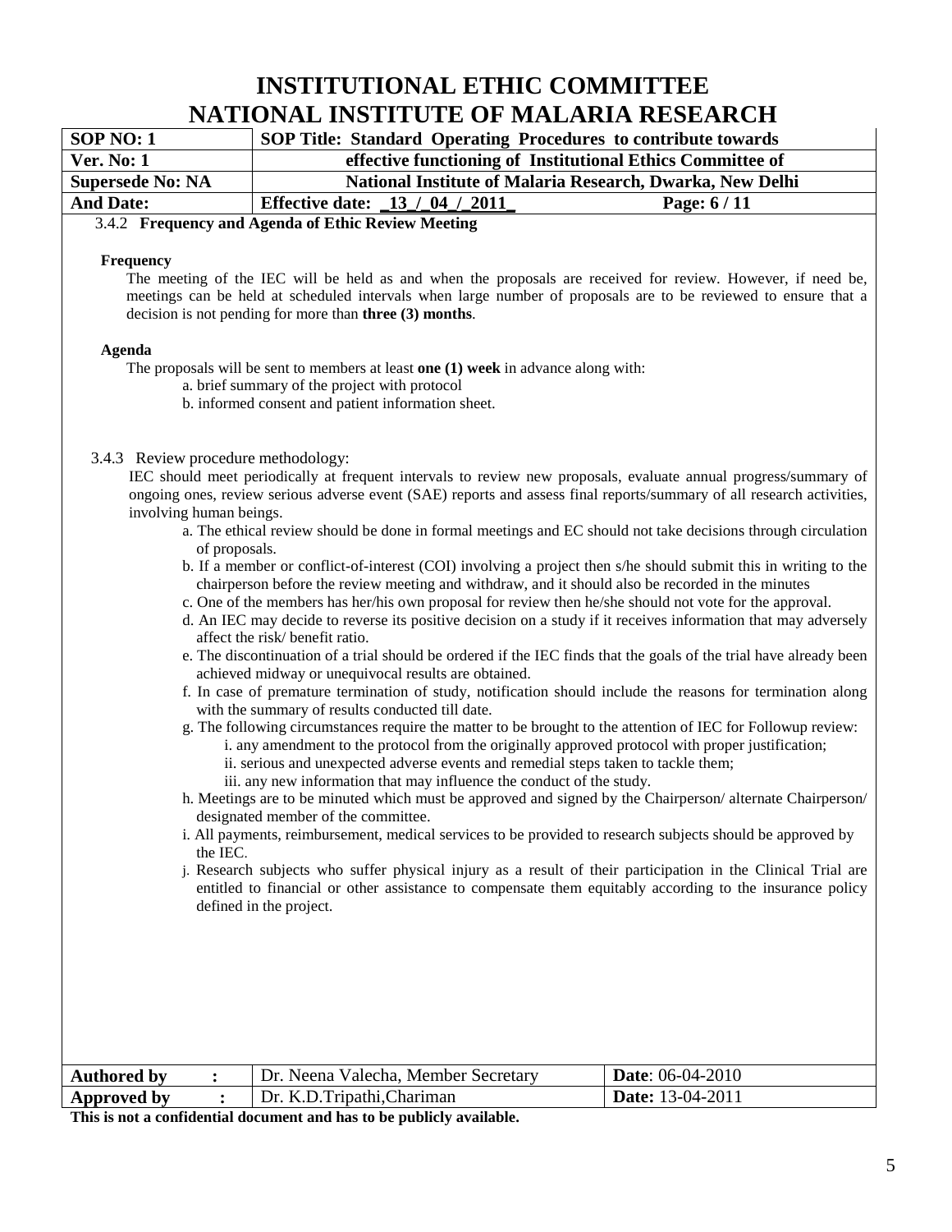3.4.2 **Frequency and Agenda of Ethic Review Meeting**

**Frequency**

The meeting of the IEC will be held as and when the proposals are received for review. However, if need be, meetings can be held at scheduled intervals when large number of proposals are to be reviewed to ensure that a decision is not pending for more than **three (3) months**.

**Agenda**

The proposals will be sent to members at least **one (1) week** in advance along with:

a. brief summary of the project with protocol
b. informed consent and patient information sheet.

3.4.3 Review procedure methodology:

IEC should meet periodically at frequent intervals to review new proposals, evaluate annual progress/summary of ongoing ones, review serious adverse event (SAE) reports and assess final reports/summary of all research activities, involving human beings.

a. The ethical review should be done in formal meetings and EC should not take decisions through circulation of proposals.
b. If a member or conflict-of-interest (COI) involving a project then s/he should submit this in writing to the chairperson before the review meeting and withdraw, and it should also be recorded in the minutes
c. One of the members has her/his own proposal for review then he/she should not vote for the approval.
d. An IEC may decide to reverse its positive decision on a study if it receives information that may adversely affect the risk/ benefit ratio.
e. The discontinuation of a trial should be ordered if the IEC finds that the goals of the trial have already been achieved midway or unequivocal results are obtained.
f. In case of premature termination of study, notification should include the reasons for termination along with the summary of results conducted till date.
g. The following circumstances require the matter to be brought to the attention of IEC for Followup review:
   i. any amendment to the protocol from the originally approved protocol with proper justification;
   ii. serious and unexpected adverse events and remedial steps taken to tackle them;
   iii. any new information that may influence the conduct of the study.
h. Meetings are to be minuted which must be approved and signed by the Chairperson/ alternate Chairperson/ designated member of the committee.
i. All payments, reimbursement, medical services to be provided to research subjects should be approved by the IEC.
j. Research subjects who suffer physical injury as a result of their participation in the Clinical Trial are entitled to financial or other assistance to compensate them equitably according to the insurance policy defined in the project.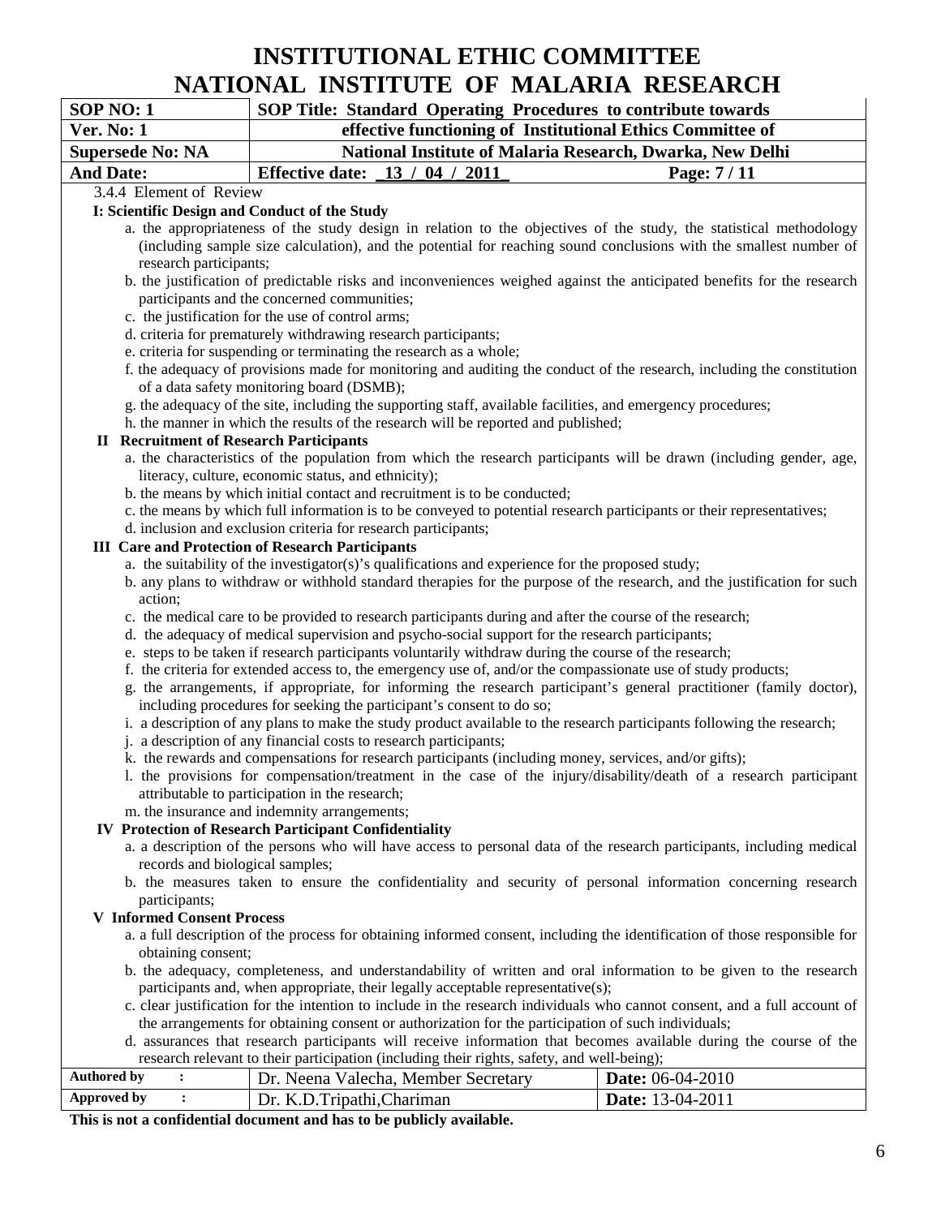3.4.4 Element of Review

**I: Scientific Design and Conduct of the Study**

a. the appropriateness of the study design in relation to the objectives of the study, the statistical methodology (including sample size calculation), and the potential for reaching sound conclusions with the smallest number of research participants;

b. the justification of predictable risks and inconveniences weighed against the anticipated benefits for the research participants and the concerned communities;

c. the justification for the use of control arms;

d. criteria for prematurely withdrawing research participants;

e. criteria for suspending or terminating the research as a whole;

f. the adequacy of provisions made for monitoring and auditing the conduct of the research, including the constitution of a data safety monitoring board (DSMB);

g. the adequacy of the site, including the supporting staff, available facilities, and emergency procedures;

h. the manner in which the results of the research will be reported and published;

**II Recruitment of Research Participants**

a. the characteristics of the population from which the research participants will be drawn (including gender, age, literacy, culture, economic status, and ethnicity);

b. the means by which initial contact and recruitment is to be conducted;

c. the means by which full information is to be conveyed to potential research participants or their representatives;

d. inclusion and exclusion criteria for research participants;

**III Care and Protection of Research Participants**

a. the suitability of the investigator(s)'s qualifications and experience for the proposed study;

b. any plans to withdraw or withhold standard therapies for the purpose of the research, and the justification for such action;

c. the medical care to be provided to research participants during and after the course of the research;

d. the adequacy of medical supervision and psycho-social support for the research participants;

e. steps to be taken if research participants voluntarily withdraw during the course of the research;

f. the criteria for extended access to, the emergency use of, and/or the compassionate use of study products;

g. the arrangements, if appropriate, for informing the research participant's general practitioner (family doctor), including procedures for seeking the participant's consent to do so;

i. a description of any plans to make the study product available to the research participants following the research;

j. a description of any financial costs to research participants;

k. the rewards and compensations for research participants (including money, services, and/or gifts);

l. the provisions for compensation/treatment in the case of the injury/disability/death of a research participant attributable to participation in the research;

m. the insurance and indemnity arrangements;

**IV Protection of Research Participant Confidentiality**

a. a description of the persons who will have access to personal data of the research participants, including medical records and biological samples;

b. the measures taken to ensure the confidentiality and security of personal information concerning research participants;

**V Informed Consent Process**

a. a full description of the process for obtaining informed consent, including the identification of those responsible for obtaining consent;

b. the adequacy, completeness, and understandability of written and oral information to be given to the research participants and, when appropriate, their legally acceptable representative(s);

c. clear justification for the intention to include in the research individuals who cannot consent, and a full account of the arrangements for obtaining consent or authorization for the participation of such individuals;

d. assurances that research participants will receive information that becomes available during the course of the research relevant to their participation (including their rights, safety, and well-being);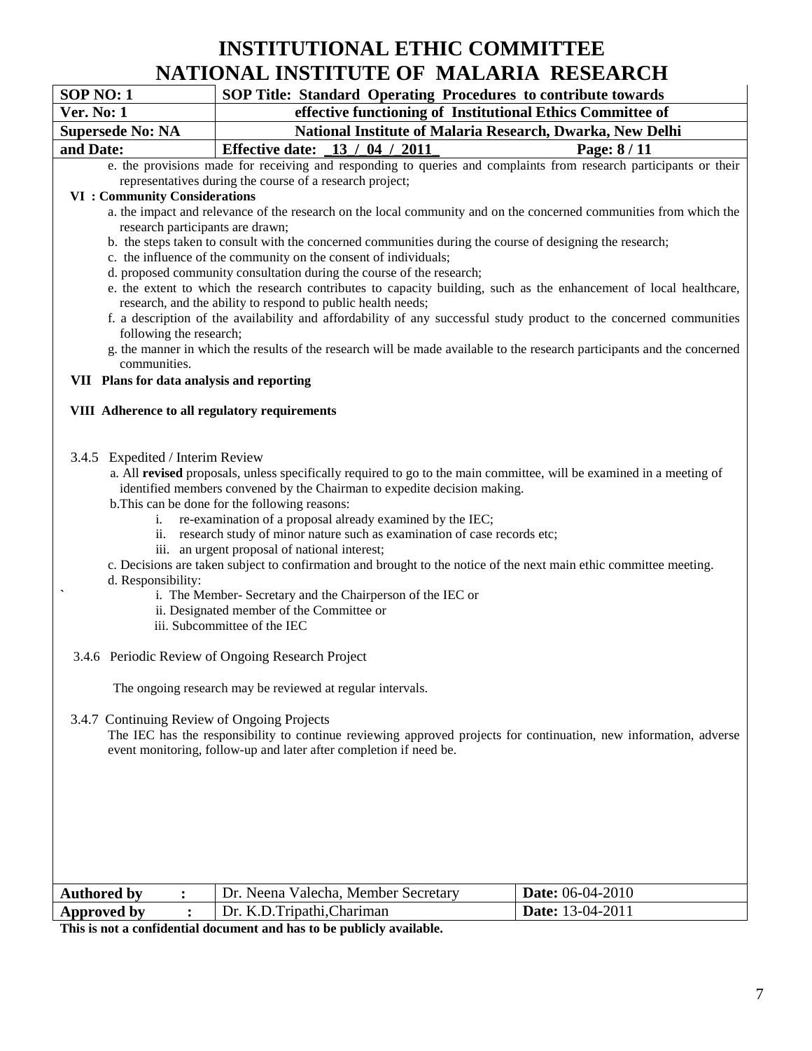e. the provisions made for receiving and responding to queries and complaints from research participants or their representatives during the course of a research project;

**VI : Community Considerations**

a. the impact and relevance of the research on the local community and on the concerned communities from which the research participants are drawn;
b. the steps taken to consult with the concerned communities during the course of designing the research;
c. the influence of the community on the consent of individuals;
d. proposed community consultation during the course of the research;
e. the extent to which the research contributes to capacity building, such as the enhancement of local healthcare, research, and the ability to respond to public health needs;
f. a description of the availability and affordability of any successful study product to the concerned communities following the research;
g. the manner in which the results of the research will be made available to the research participants and the concerned communities.

**VII Plans for data analysis and reporting**

**VIII Adherence to all regulatory requirements**

3.4.5 Expedited / Interim Review

a. All **revised** proposals, unless specifically required to go to the main committee, will be examined in a meeting of identified members convened by the Chairman to expedite decision making.

b. This can be done for the following reasons:

i. re-examination of a proposal already examined by the IEC;
ii. research study of minor nature such as examination of case records etc;
iii. an urgent proposal of national interest;

c. Decisions are taken subject to confirmation and brought to the notice of the next main ethic committee meeting.

d. Responsibility:

i. The Member- Secretary and the Chairperson of the IEC or
ii. Designated member of the Committee or
iii. Subcommittee of the IEC

3.4.6 Periodic Review of Ongoing Research Project

The ongoing research may be reviewed at regular intervals.

3.4.7 Continuing Review of Ongoing Projects

The IEC has the responsibility to continue reviewing approved projects for continuation, new information, adverse event monitoring, follow-up and later after completion if need be.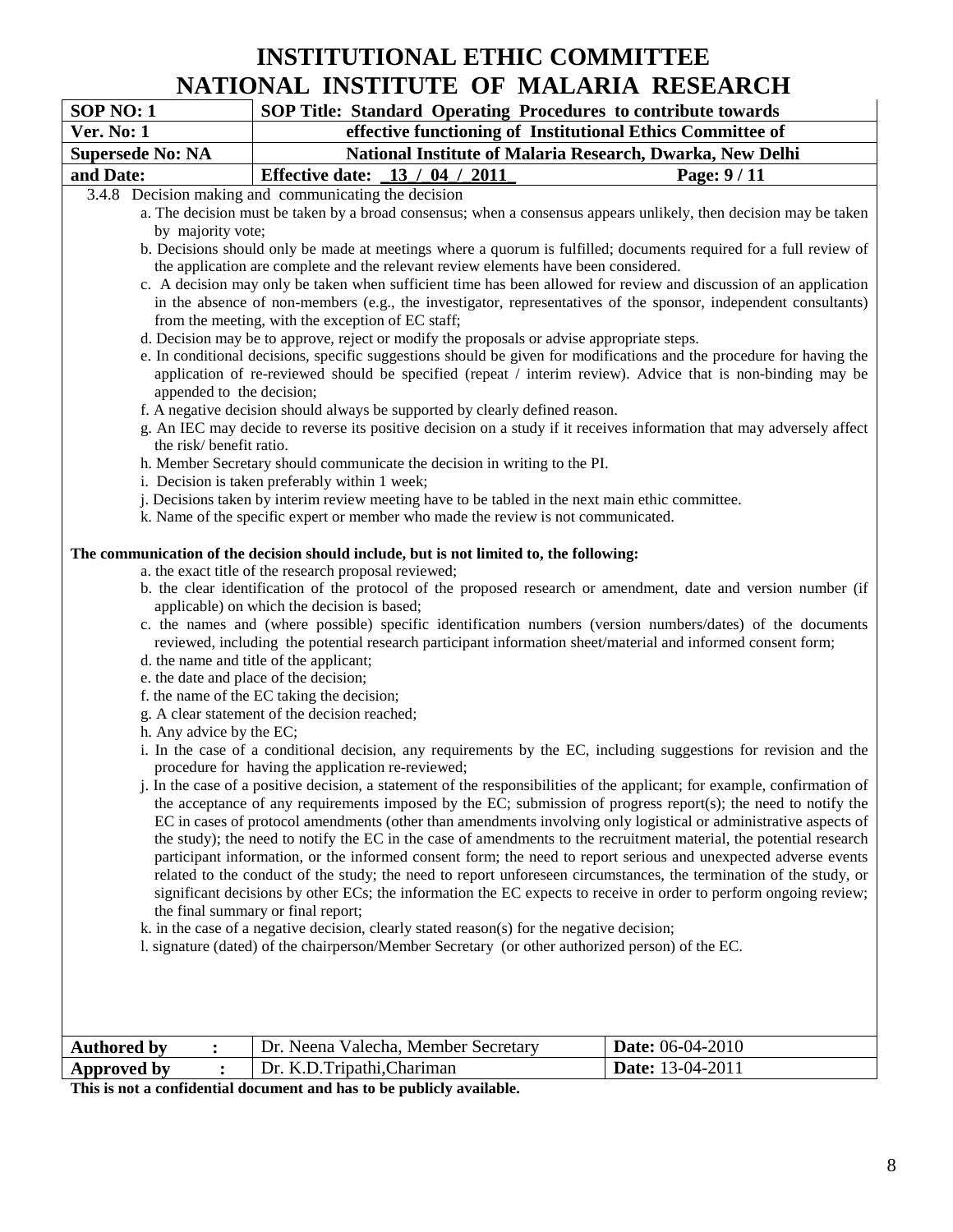3.4.8 Decision making and communicating the decision

a. The decision must be taken by a broad consensus; when a consensus appears unlikely, then decision may be taken by majority vote;

b. Decisions should only be made at meetings where a quorum is fulfilled; documents required for a full review of the application are complete and the relevant review elements have been considered.

c. A decision may only be taken when sufficient time has been allowed for review and discussion of an application in the absence of non-members (e.g., the investigator, representatives of the sponsor, independent consultants) from the meeting, with the exception of EC staff;

d. Decision may be to approve, reject or modify the proposals or advise appropriate steps.

e. In conditional decisions, specific suggestions should be given for modifications and the procedure for having the application of re-reviewed should be specified (repeat / interim review). Advice that is non-binding may be appended to the decision;

f. A negative decision should always be supported by clearly defined reason.

g. An IEC may decide to reverse its positive decision on a study if it receives information that may adversely affect the risk/ benefit ratio.

h. Member Secretary should communicate the decision in writing to the PI.

i. Decision is taken preferably within 1 week;

j. Decisions taken by interim review meeting have to be tabled in the next main ethic committee.

k. Name of the specific expert or member who made the review is not communicated.

**The communication of the decision should include, but is not limited to, the following:**

a. the exact title of the research proposal reviewed;

b. the clear identification of the protocol of the proposed research or amendment, date and version number (if applicable) on which the decision is based;

c. the names and (where possible) specific identification numbers (version numbers/dates) of the documents reviewed, including the potential research participant information sheet/material and informed consent form;

d. the name and title of the applicant;

e. the date and place of the decision;

f. the name of the EC taking the decision;

g. A clear statement of the decision reached;

h. Any advice by the EC;

i. In the case of a conditional decision, any requirements by the EC, including suggestions for revision and the procedure for having the application re-reviewed;

j. In the case of a positive decision, a statement of the responsibilities of the applicant; for example, confirmation of the acceptance of any requirements imposed by the EC; submission of progress report(s); the need to notify the EC in cases of protocol amendments (other than amendments involving only logistical or administrative aspects of the study); the need to notify the EC in the case of amendments to the recruitment material, the potential research participant information, or the informed consent form; the need to report serious and unexpected adverse events related to the conduct of the study; the need to report unforeseen circumstances, the termination of the study, or significant decisions by other ECs; the information the EC expects to receive in order to perform ongoing review; the final summary or final report;

k. in the case of a negative decision, clearly stated reason(s) for the negative decision;

l. signature (dated) of the chairperson/Member Secretary (or other authorized person) of the EC.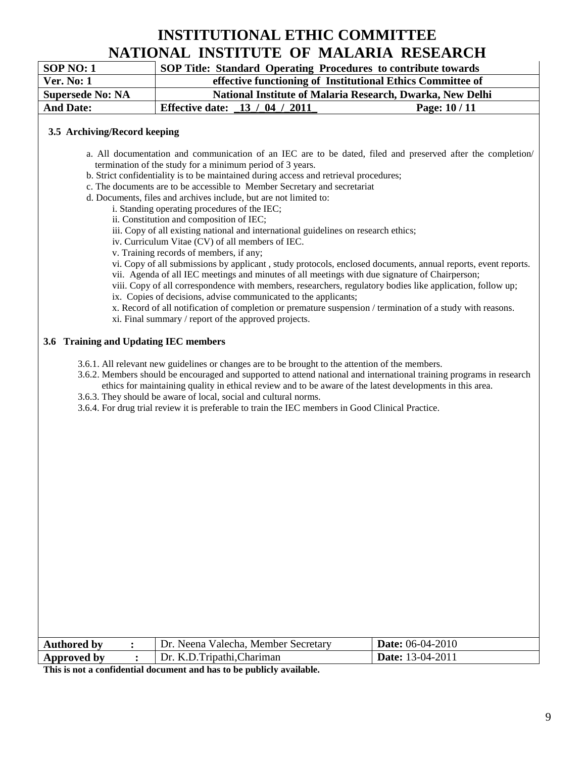# INSTITUTIONAL ETHIC COMMITTEE
# NATIONAL INSTITUTE OF MALARIA RESEARCH

| | |
|---|---|
| **SOP NO: 1** | **SOP Title: Standard Operating Procedures to contribute towards** |
| **Ver. No: 1** | **effective functioning of Institutional Ethics Committee of** |
| **Supersede No: NA** | **National Institute of Malaria Research, Dwarka, New Delhi** |
| **And Date:** | **Effective date: _13_/_04_/_2011_ Page: 10 / 11** |

### 3.5 Archiving/Record keeping

a. All documentation and communication of an IEC are to be dated, filed and preserved after the completion/ termination of the study for a minimum period of 3 years.

b. Strict confidentiality is to be maintained during access and retrieval procedures;

c. The documents are to be accessible to Member Secretary and secretariat

d. Documents, files and archives include, but are not limited to:

i. Standing operating procedures of the IEC;

ii. Constitution and composition of IEC;

iii. Copy of all existing national and international guidelines on research ethics;

iv. Curriculum Vitae (CV) of all members of IEC.

v. Training records of members, if any;

vi. Copy of all submissions by applicant , study protocols, enclosed documents, annual reports, event reports.

vii. Agenda of all IEC meetings and minutes of all meetings with due signature of Chairperson;

viii. Copy of all correspondence with members, researchers, regulatory bodies like application, follow up;

ix. Copies of decisions, advise communicated to the applicants;

x. Record of all notification of completion or premature suspension / termination of a study with reasons.

xi. Final summary / report of the approved projects.

### 3.6 Training and Updating IEC members

3.6.1. All relevant new guidelines or changes are to be brought to the attention of the members.

3.6.2. Members should be encouraged and supported to attend national and international training programs in research ethics for maintaining quality in ethical review and to be aware of the latest developments in this area.

3.6.3. They should be aware of local, social and cultural norms.

3.6.4. For drug trial review it is preferable to train the IEC members in Good Clinical Practice.

| | | | |
|---|---|---|---|
| **Authored by** | **:** | Dr. Neena Valecha, Member Secretary | **Date:** 06-04-2010 |
| **Approved by** | **:** | Dr. K.D.Tripathi,Chariman | **Date:** 13-04-2011 |

**This is not a confidential document and has to be publicly available.**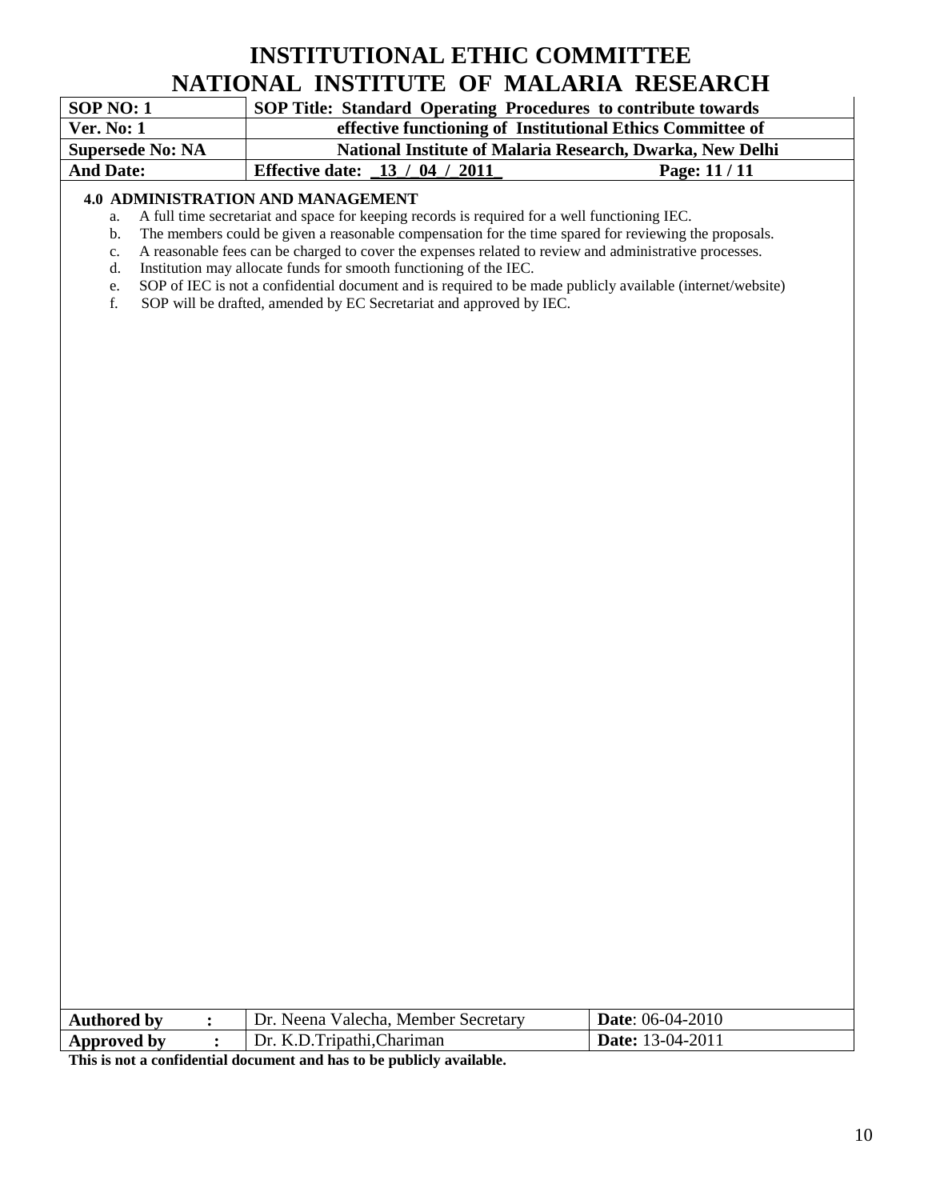# INSTITUTIONAL ETHIC COMMITTEE
# NATIONAL INSTITUTE OF MALARIA RESEARCH

| SOP NO: 1 | SOP Title: Standard Operating Procedures to contribute towards effective functioning of Institutional Ethics Committee of National Institute of Malaria Research, Dwarka, New Delhi | |
|---|---|---|
| Ver. No: 1 | | |
| Supersede No: NA | | |
| And Date: | Effective date: \_13\_/\_04\_/\_2011\_ | Page: 11 / 11 |

**4.0 ADMINISTRATION AND MANAGEMENT**

a. A full time secretariat and space for keeping records is required for a well functioning IEC.
b. The members could be given a reasonable compensation for the time spared for reviewing the proposals.
c. A reasonable fees can be charged to cover the expenses related to review and administrative processes.
d. Institution may allocate funds for smooth functioning of the IEC.
e. SOP of IEC is not a confidential document and is required to be made publicly available (internet/website)
f. SOP will be drafted, amended by EC Secretariat and approved by IEC.

| Authored by : | Dr. Neena Valecha, Member Secretary | **Date**: 06-04-2010 |
|---|---|---|
| **Approved by :** | Dr. K.D.Tripathi,Chariman | **Date:** 13-04-2011 |

**This is not a confidential document and has to be publicly available.**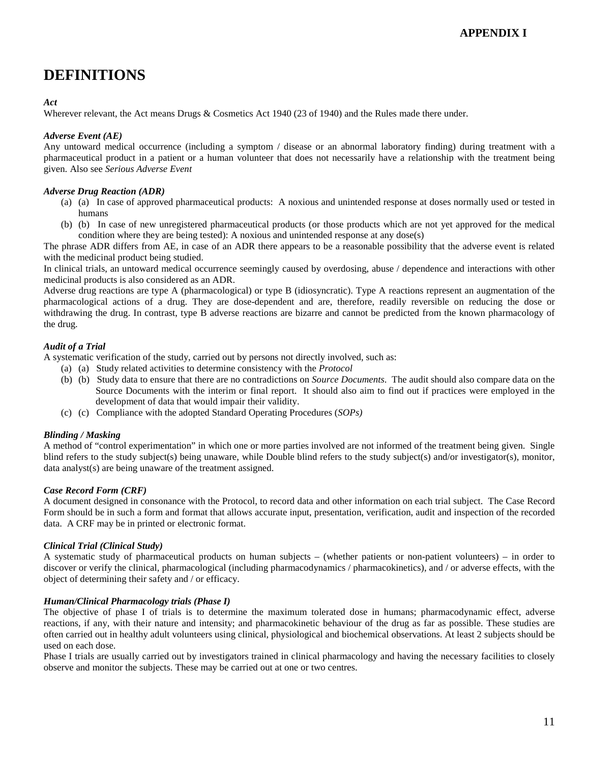**APPENDIX I**

# DEFINITIONS

***Act***

Wherever relevant, the Act means Drugs & Cosmetics Act 1940 (23 of 1940) and the Rules made there under.

***Adverse Event (AE)***

Any untoward medical occurrence (including a symptom / disease or an abnormal laboratory finding) during treatment with a pharmaceutical product in a patient or a human volunteer that does not necessarily have a relationship with the treatment being given. Also see *Serious Adverse Event*

***Adverse Drug Reaction (ADR)***

(a) (a) In case of approved pharmaceutical products: A noxious and unintended response at doses normally used or tested in humans

(b) (b) In case of new unregistered pharmaceutical products (or those products which are not yet approved for the medical condition where they are being tested): A noxious and unintended response at any dose(s)

The phrase ADR differs from AE, in case of an ADR there appears to be a reasonable possibility that the adverse event is related with the medicinal product being studied.

In clinical trials, an untoward medical occurrence seemingly caused by overdosing, abuse / dependence and interactions with other medicinal products is also considered as an ADR.

Adverse drug reactions are type A (pharmacological) or type B (idiosyncratic). Type A reactions represent an augmentation of the pharmacological actions of a drug. They are dose-dependent and are, therefore, readily reversible on reducing the dose or withdrawing the drug. In contrast, type B adverse reactions are bizarre and cannot be predicted from the known pharmacology of the drug.

***Audit of a Trial***

A systematic verification of the study, carried out by persons not directly involved, such as:

(a) (a) Study related activities to determine consistency with the *Protocol*

(b) (b) Study data to ensure that there are no contradictions on *Source Documents*. The audit should also compare data on the Source Documents with the interim or final report. It should also aim to find out if practices were employed in the development of data that would impair their validity.

(c) (c) Compliance with the adopted Standard Operating Procedures (*SOPs)*

***Blinding / Masking***

A method of "control experimentation" in which one or more parties involved are not informed of the treatment being given. Single blind refers to the study subject(s) being unaware, while Double blind refers to the study subject(s) and/or investigator(s), monitor, data analyst(s) are being unaware of the treatment assigned.

***Case Record Form (CRF)***

A document designed in consonance with the Protocol, to record data and other information on each trial subject. The Case Record Form should be in such a form and format that allows accurate input, presentation, verification, audit and inspection of the recorded data. A CRF may be in printed or electronic format.

***Clinical Trial (Clinical Study)***

A systematic study of pharmaceutical products on human subjects – (whether patients or non-patient volunteers) – in order to discover or verify the clinical, pharmacological (including pharmacodynamics / pharmacokinetics), and / or adverse effects, with the object of determining their safety and / or efficacy.

***Human/Clinical Pharmacology trials (Phase I)***

The objective of phase I of trials is to determine the maximum tolerated dose in humans; pharmacodynamic effect, adverse reactions, if any, with their nature and intensity; and pharmacokinetic behaviour of the drug as far as possible. These studies are often carried out in healthy adult volunteers using clinical, physiological and biochemical observations. At least 2 subjects should be used on each dose.

Phase I trials are usually carried out by investigators trained in clinical pharmacology and having the necessary facilities to closely observe and monitor the subjects. These may be carried out at one or two centres.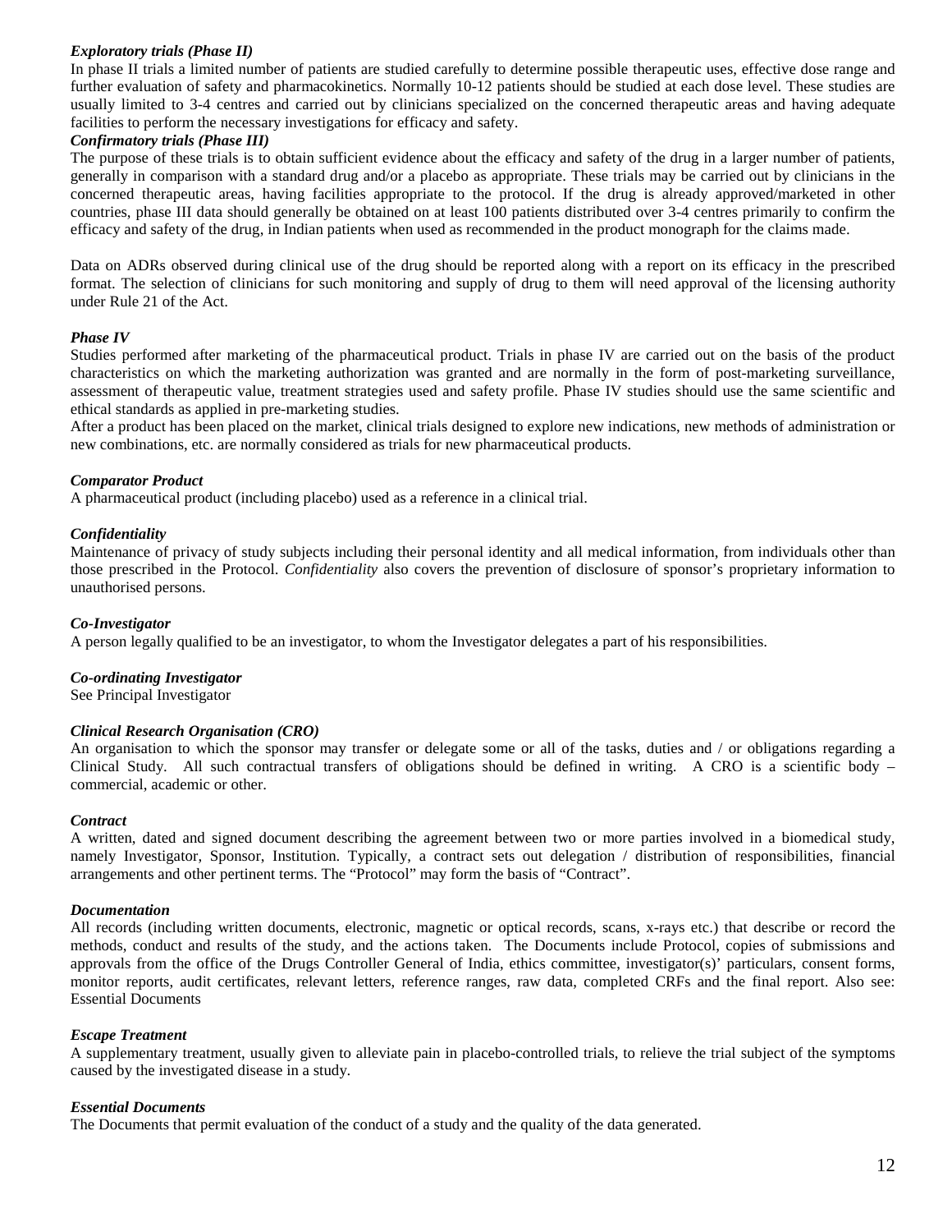***Exploratory trials (Phase II)***

In phase II trials a limited number of patients are studied carefully to determine possible therapeutic uses, effective dose range and further evaluation of safety and pharmacokinetics. Normally 10-12 patients should be studied at each dose level. These studies are usually limited to 3-4 centres and carried out by clinicians specialized on the concerned therapeutic areas and having adequate facilities to perform the necessary investigations for efficacy and safety.

***Confirmatory trials (Phase III)***

The purpose of these trials is to obtain sufficient evidence about the efficacy and safety of the drug in a larger number of patients, generally in comparison with a standard drug and/or a placebo as appropriate. These trials may be carried out by clinicians in the concerned therapeutic areas, having facilities appropriate to the protocol. If the drug is already approved/marketed in other countries, phase III data should generally be obtained on at least 100 patients distributed over 3-4 centres primarily to confirm the efficacy and safety of the drug, in Indian patients when used as recommended in the product monograph for the claims made.

Data on ADRs observed during clinical use of the drug should be reported along with a report on its efficacy in the prescribed format. The selection of clinicians for such monitoring and supply of drug to them will need approval of the licensing authority under Rule 21 of the Act.

***Phase IV***

Studies performed after marketing of the pharmaceutical product. Trials in phase IV are carried out on the basis of the product characteristics on which the marketing authorization was granted and are normally in the form of post-marketing surveillance, assessment of therapeutic value, treatment strategies used and safety profile. Phase IV studies should use the same scientific and ethical standards as applied in pre-marketing studies.

After a product has been placed on the market, clinical trials designed to explore new indications, new methods of administration or new combinations, etc. are normally considered as trials for new pharmaceutical products.

***Comparator Product***

A pharmaceutical product (including placebo) used as a reference in a clinical trial.

***Confidentiality***

Maintenance of privacy of study subjects including their personal identity and all medical information, from individuals other than those prescribed in the Protocol. *Confidentiality* also covers the prevention of disclosure of sponsor's proprietary information to unauthorised persons.

***Co-Investigator***

A person legally qualified to be an investigator, to whom the Investigator delegates a part of his responsibilities.

***Co-ordinating Investigator***

See Principal Investigator

***Clinical Research Organisation (CRO)***

An organisation to which the sponsor may transfer or delegate some or all of the tasks, duties and / or obligations regarding a Clinical Study. All such contractual transfers of obligations should be defined in writing. A CRO is a scientific body – commercial, academic or other.

***Contract***

A written, dated and signed document describing the agreement between two or more parties involved in a biomedical study, namely Investigator, Sponsor, Institution. Typically, a contract sets out delegation / distribution of responsibilities, financial arrangements and other pertinent terms. The "Protocol" may form the basis of "Contract".

***Documentation***

All records (including written documents, electronic, magnetic or optical records, scans, x-rays etc.) that describe or record the methods, conduct and results of the study, and the actions taken. The Documents include Protocol, copies of submissions and approvals from the office of the Drugs Controller General of India, ethics committee, investigator(s)' particulars, consent forms, monitor reports, audit certificates, relevant letters, reference ranges, raw data, completed CRFs and the final report. Also see: Essential Documents

***Escape Treatment***

A supplementary treatment, usually given to alleviate pain in placebo-controlled trials, to relieve the trial subject of the symptoms caused by the investigated disease in a study.

***Essential Documents***

The Documents that permit evaluation of the conduct of a study and the quality of the data generated.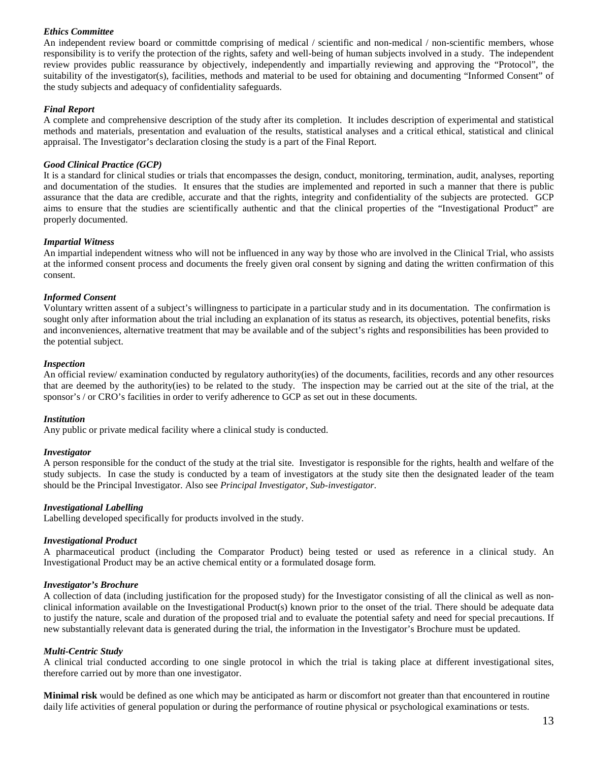*Ethics Committee*

An independent review board or committde comprising of medical / scientific and non-medical / non-scientific members, whose responsibility is to verify the protection of the rights, safety and well-being of human subjects involved in a study. The independent review provides public reassurance by objectively, independently and impartially reviewing and approving the "Protocol", the suitability of the investigator(s), facilities, methods and material to be used for obtaining and documenting "Informed Consent" of the study subjects and adequacy of confidentiality safeguards.

*Final Report*

A complete and comprehensive description of the study after its completion. It includes description of experimental and statistical methods and materials, presentation and evaluation of the results, statistical analyses and a critical ethical, statistical and clinical appraisal. The Investigator's declaration closing the study is a part of the Final Report.

*Good Clinical Practice (GCP)*

It is a standard for clinical studies or trials that encompasses the design, conduct, monitoring, termination, audit, analyses, reporting and documentation of the studies. It ensures that the studies are implemented and reported in such a manner that there is public assurance that the data are credible, accurate and that the rights, integrity and confidentiality of the subjects are protected. GCP aims to ensure that the studies are scientifically authentic and that the clinical properties of the "Investigational Product" are properly documented.

*Impartial Witness*

An impartial independent witness who will not be influenced in any way by those who are involved in the Clinical Trial, who assists at the informed consent process and documents the freely given oral consent by signing and dating the written confirmation of this consent.

*Informed Consent*

Voluntary written assent of a subject's willingness to participate in a particular study and in its documentation. The confirmation is sought only after information about the trial including an explanation of its status as research, its objectives, potential benefits, risks and inconveniences, alternative treatment that may be available and of the subject's rights and responsibilities has been provided to the potential subject.

*Inspection*

An official review/ examination conducted by regulatory authority(ies) of the documents, facilities, records and any other resources that are deemed by the authority(ies) to be related to the study. The inspection may be carried out at the site of the trial, at the sponsor's / or CRO's facilities in order to verify adherence to GCP as set out in these documents.

*Institution*

Any public or private medical facility where a clinical study is conducted.

*Investigator*

A person responsible for the conduct of the study at the trial site. Investigator is responsible for the rights, health and welfare of the study subjects. In case the study is conducted by a team of investigators at the study site then the designated leader of the team should be the Principal Investigator. Also see *Principal Investigator, Sub-investigator*.

*Investigational Labelling*

Labelling developed specifically for products involved in the study.

*Investigational Product*

A pharmaceutical product (including the Comparator Product) being tested or used as reference in a clinical study. An Investigational Product may be an active chemical entity or a formulated dosage form.

*Investigator's Brochure*

A collection of data (including justification for the proposed study) for the Investigator consisting of all the clinical as well as non-clinical information available on the Investigational Product(s) known prior to the onset of the trial. There should be adequate data to justify the nature, scale and duration of the proposed trial and to evaluate the potential safety and need for special precautions. If new substantially relevant data is generated during the trial, the information in the Investigator's Brochure must be updated.

*Multi-Centric Study*

A clinical trial conducted according to one single protocol in which the trial is taking place at different investigational sites, therefore carried out by more than one investigator.

**Minimal risk** would be defined as one which may be anticipated as harm or discomfort not greater than that encountered in routine daily life activities of general population or during the performance of routine physical or psychological examinations or tests.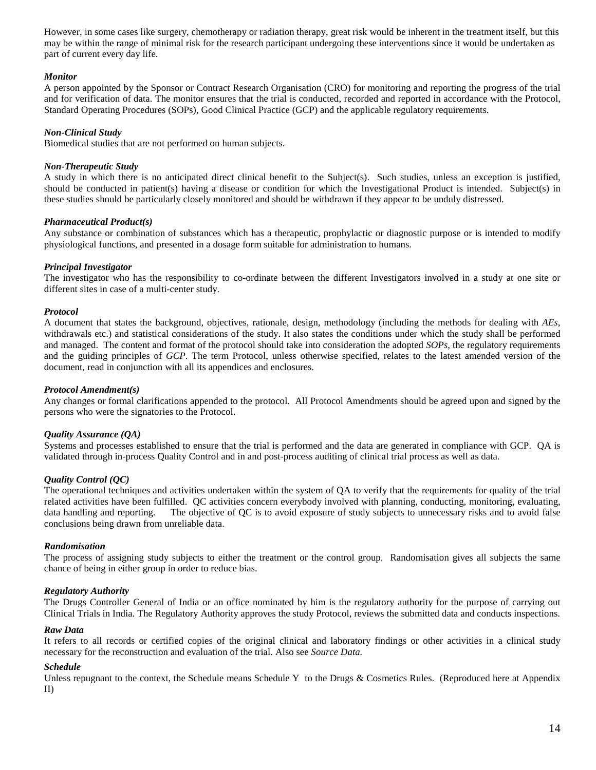However, in some cases like surgery, chemotherapy or radiation therapy, great risk would be inherent in the treatment itself, but this may be within the range of minimal risk for the research participant undergoing these interventions since it would be undertaken as part of current every day life.

***Monitor***

A person appointed by the Sponsor or Contract Research Organisation (CRO) for monitoring and reporting the progress of the trial and for verification of data. The monitor ensures that the trial is conducted, recorded and reported in accordance with the Protocol, Standard Operating Procedures (SOPs), Good Clinical Practice (GCP) and the applicable regulatory requirements.

***Non-Clinical Study***

Biomedical studies that are not performed on human subjects.

***Non-Therapeutic Study***

A study in which there is no anticipated direct clinical benefit to the Subject(s). Such studies, unless an exception is justified, should be conducted in patient(s) having a disease or condition for which the Investigational Product is intended. Subject(s) in these studies should be particularly closely monitored and should be withdrawn if they appear to be unduly distressed.

***Pharmaceutical Product(s)***

Any substance or combination of substances which has a therapeutic, prophylactic or diagnostic purpose or is intended to modify physiological functions, and presented in a dosage form suitable for administration to humans.

***Principal Investigator***

The investigator who has the responsibility to co-ordinate between the different Investigators involved in a study at one site or different sites in case of a multi-center study.

***Protocol***

A document that states the background, objectives, rationale, design, methodology (including the methods for dealing with *AEs*, withdrawals etc.) and statistical considerations of the study. It also states the conditions under which the study shall be performed and managed. The content and format of the protocol should take into consideration the adopted *SOPs*, the regulatory requirements and the guiding principles of *GCP*. The term Protocol, unless otherwise specified, relates to the latest amended version of the document, read in conjunction with all its appendices and enclosures.

***Protocol Amendment(s)***

Any changes or formal clarifications appended to the protocol. All Protocol Amendments should be agreed upon and signed by the persons who were the signatories to the Protocol.

***Quality Assurance (QA)***

Systems and processes established to ensure that the trial is performed and the data are generated in compliance with GCP. QA is validated through in-process Quality Control and in and post-process auditing of clinical trial process as well as data.

***Quality Control (QC)***

The operational techniques and activities undertaken within the system of QA to verify that the requirements for quality of the trial related activities have been fulfilled. QC activities concern everybody involved with planning, conducting, monitoring, evaluating, data handling and reporting. The objective of QC is to avoid exposure of study subjects to unnecessary risks and to avoid false conclusions being drawn from unreliable data.

***Randomisation***

The process of assigning study subjects to either the treatment or the control group. Randomisation gives all subjects the same chance of being in either group in order to reduce bias.

***Regulatory Authority***

The Drugs Controller General of India or an office nominated by him is the regulatory authority for the purpose of carrying out Clinical Trials in India. The Regulatory Authority approves the study Protocol, reviews the submitted data and conducts inspections.

***Raw Data***

It refers to all records or certified copies of the original clinical and laboratory findings or other activities in a clinical study necessary for the reconstruction and evaluation of the trial. Also see *Source Data.*

***Schedule***

Unless repugnant to the context, the Schedule means Schedule Y to the Drugs & Cosmetics Rules. (Reproduced here at Appendix II)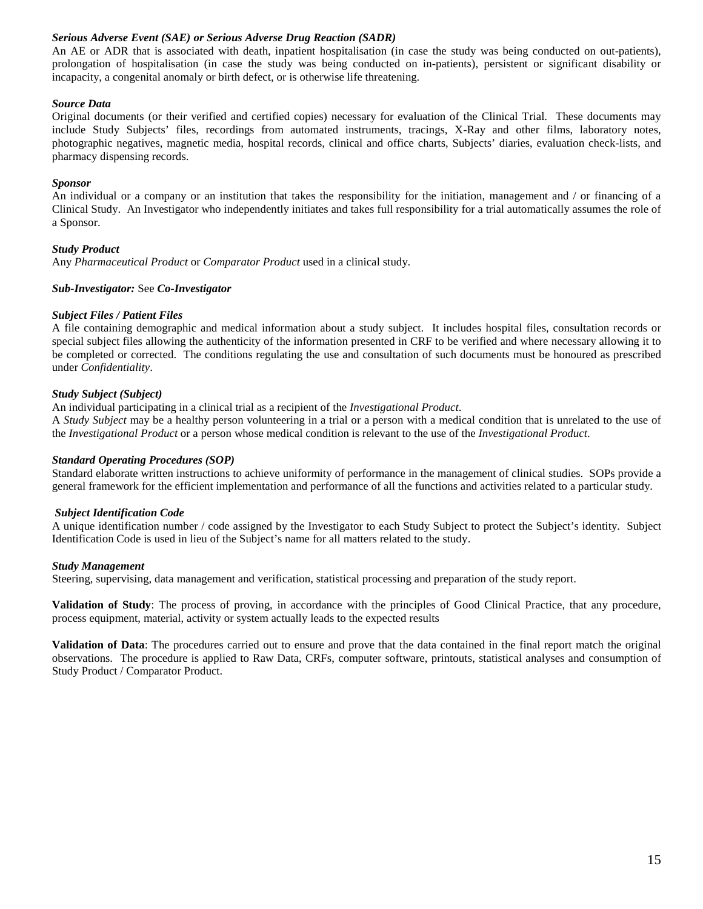***Serious Adverse Event (SAE) or Serious Adverse Drug Reaction (SADR)***
An AE or ADR that is associated with death, inpatient hospitalisation (in case the study was being conducted on out-patients), prolongation of hospitalisation (in case the study was being conducted on in-patients), persistent or significant disability or incapacity, a congenital anomaly or birth defect, or is otherwise life threatening.

***Source Data***
Original documents (or their verified and certified copies) necessary for evaluation of the Clinical Trial. These documents may include Study Subjects' files, recordings from automated instruments, tracings, X-Ray and other films, laboratory notes, photographic negatives, magnetic media, hospital records, clinical and office charts, Subjects' diaries, evaluation check-lists, and pharmacy dispensing records.

***Sponsor***
An individual or a company or an institution that takes the responsibility for the initiation, management and / or financing of a Clinical Study. An Investigator who independently initiates and takes full responsibility for a trial automatically assumes the role of a Sponsor.

***Study Product***
Any *Pharmaceutical Product* or *Comparator Product* used in a clinical study.

***Sub-Investigator:*** See ***Co-Investigator***

***Subject Files / Patient Files***
A file containing demographic and medical information about a study subject. It includes hospital files, consultation records or special subject files allowing the authenticity of the information presented in CRF to be verified and where necessary allowing it to be completed or corrected. The conditions regulating the use and consultation of such documents must be honoured as prescribed under *Confidentiality*.

***Study Subject (Subject)***
An individual participating in a clinical trial as a recipient of the *Investigational Product*.
A *Study Subject* may be a healthy person volunteering in a trial or a person with a medical condition that is unrelated to the use of the *Investigational Product* or a person whose medical condition is relevant to the use of the *Investigational Product*.

***Standard Operating Procedures (SOP)***
Standard elaborate written instructions to achieve uniformity of performance in the management of clinical studies. SOPs provide a general framework for the efficient implementation and performance of all the functions and activities related to a particular study.

***Subject Identification Code***
A unique identification number / code assigned by the Investigator to each Study Subject to protect the Subject's identity. Subject Identification Code is used in lieu of the Subject's name for all matters related to the study.

***Study Management***
Steering, supervising, data management and verification, statistical processing and preparation of the study report.

**Validation of Study**: The process of proving, in accordance with the principles of Good Clinical Practice, that any procedure, process equipment, material, activity or system actually leads to the expected results

**Validation of Data**: The procedures carried out to ensure and prove that the data contained in the final report match the original observations. The procedure is applied to Raw Data, CRFs, computer software, printouts, statistical analyses and consumption of Study Product / Comparator Product.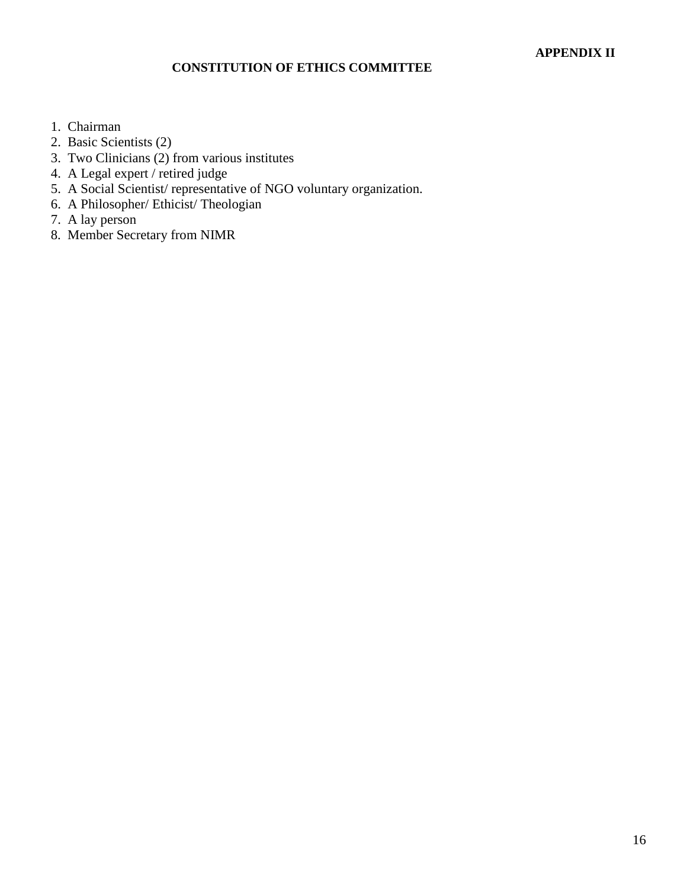**APPENDIX II**

## CONSTITUTION OF ETHICS COMMITTEE

1. Chairman
2. Basic Scientists (2)
3. Two Clinicians (2) from various institutes
4. A Legal expert / retired judge
5. A Social Scientist/ representative of NGO voluntary organization.
6. A Philosopher/ Ethicist/ Theologian
7. A lay person
8. Member Secretary from NIMR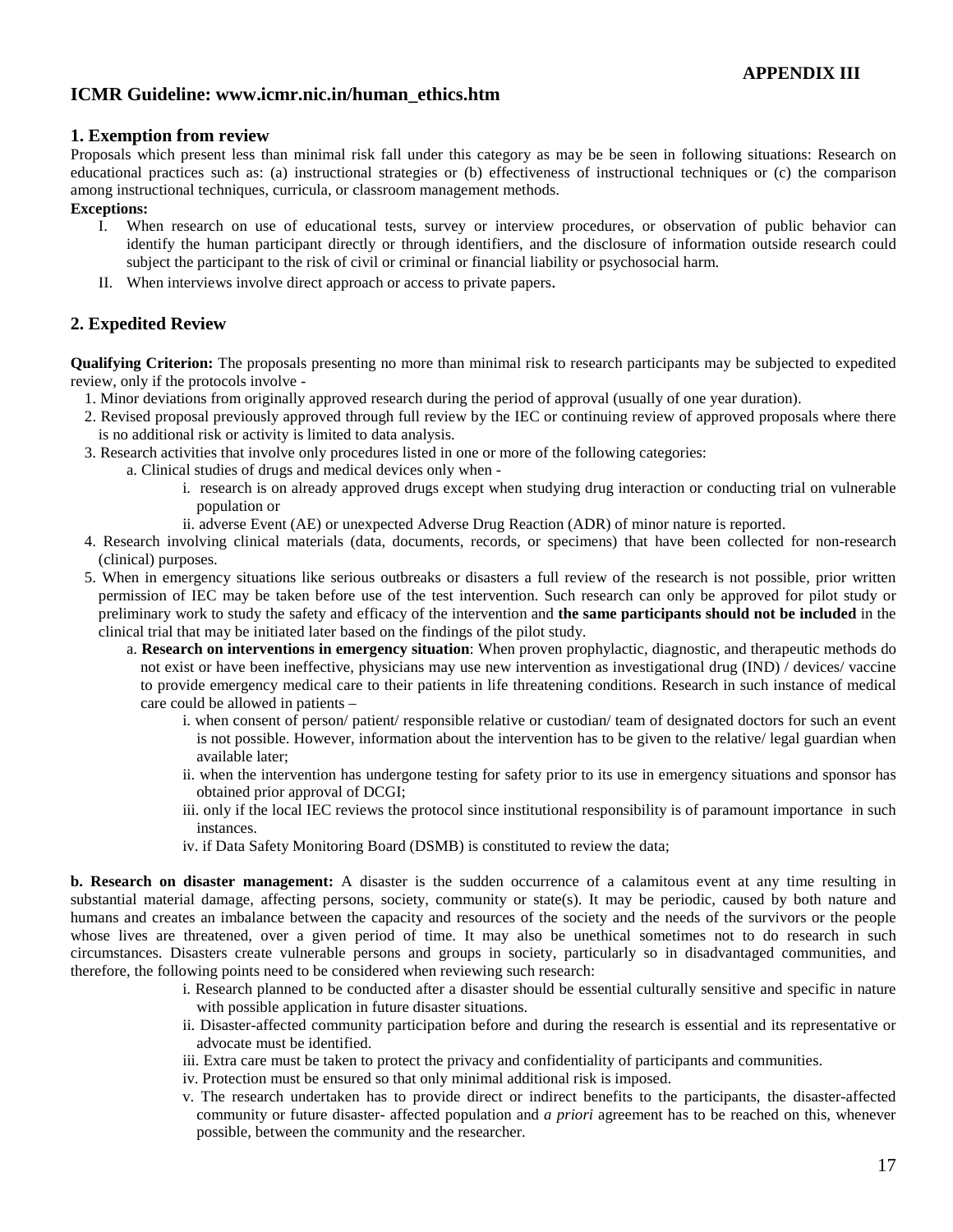**APPENDIX III**

## ICMR Guideline: www.icmr.nic.in/human_ethics.htm

### 1. Exemption from review

Proposals which present less than minimal risk fall under this category as may be be seen in following situations: Research on educational practices such as: (a) instructional strategies or (b) effectiveness of instructional techniques or (c) the comparison among instructional techniques, curricula, or classroom management methods.

**Exceptions:**

I. When research on use of educational tests, survey or interview procedures, or observation of public behavior can identify the human participant directly or through identifiers, and the disclosure of information outside research could subject the participant to the risk of civil or criminal or financial liability or psychosocial harm.

II. When interviews involve direct approach or access to private papers.

### 2. Expedited Review

**Qualifying Criterion:** The proposals presenting no more than minimal risk to research participants may be subjected to expedited review, only if the protocols involve -

1. Minor deviations from originally approved research during the period of approval (usually of one year duration).
2. Revised proposal previously approved through full review by the IEC or continuing review of approved proposals where there is no additional risk or activity is limited to data analysis.
3. Research activities that involve only procedures listed in one or more of the following categories:
   a. Clinical studies of drugs and medical devices only when -
      i. research is on already approved drugs except when studying drug interaction or conducting trial on vulnerable population or
      ii. adverse Event (AE) or unexpected Adverse Drug Reaction (ADR) of minor nature is reported.
4. Research involving clinical materials (data, documents, records, or specimens) that have been collected for non-research (clinical) purposes.
5. When in emergency situations like serious outbreaks or disasters a full review of the research is not possible, prior written permission of IEC may be taken before use of the test intervention. Such research can only be approved for pilot study or preliminary work to study the safety and efficacy of the intervention and **the same participants should not be included** in the clinical trial that may be initiated later based on the findings of the pilot study.
   a. **Research on interventions in emergency situation**: When proven prophylactic, diagnostic, and therapeutic methods do not exist or have been ineffective, physicians may use new intervention as investigational drug (IND) / devices/ vaccine to provide emergency medical care to their patients in life threatening conditions. Research in such instance of medical care could be allowed in patients –
      i. when consent of person/ patient/ responsible relative or custodian/ team of designated doctors for such an event is not possible. However, information about the intervention has to be given to the relative/ legal guardian when available later;
      ii. when the intervention has undergone testing for safety prior to its use in emergency situations and sponsor has obtained prior approval of DCGI;
      iii. only if the local IEC reviews the protocol since institutional responsibility is of paramount importance in such instances.
      iv. if Data Safety Monitoring Board (DSMB) is constituted to review the data;

**b. Research on disaster management:** A disaster is the sudden occurrence of a calamitous event at any time resulting in substantial material damage, affecting persons, society, community or state(s). It may be periodic, caused by both nature and humans and creates an imbalance between the capacity and resources of the society and the needs of the survivors or the people whose lives are threatened, over a given period of time. It may also be unethical sometimes not to do research in such circumstances. Disasters create vulnerable persons and groups in society, particularly so in disadvantaged communities, and therefore, the following points need to be considered when reviewing such research:

i. Research planned to be conducted after a disaster should be essential culturally sensitive and specific in nature with possible application in future disaster situations.
ii. Disaster-affected community participation before and during the research is essential and its representative or advocate must be identified.
iii. Extra care must be taken to protect the privacy and confidentiality of participants and communities.
iv. Protection must be ensured so that only minimal additional risk is imposed.
v. The research undertaken has to provide direct or indirect benefits to the participants, the disaster-affected community or future disaster- affected population and *a priori* agreement has to be reached on this, whenever possible, between the community and the researcher.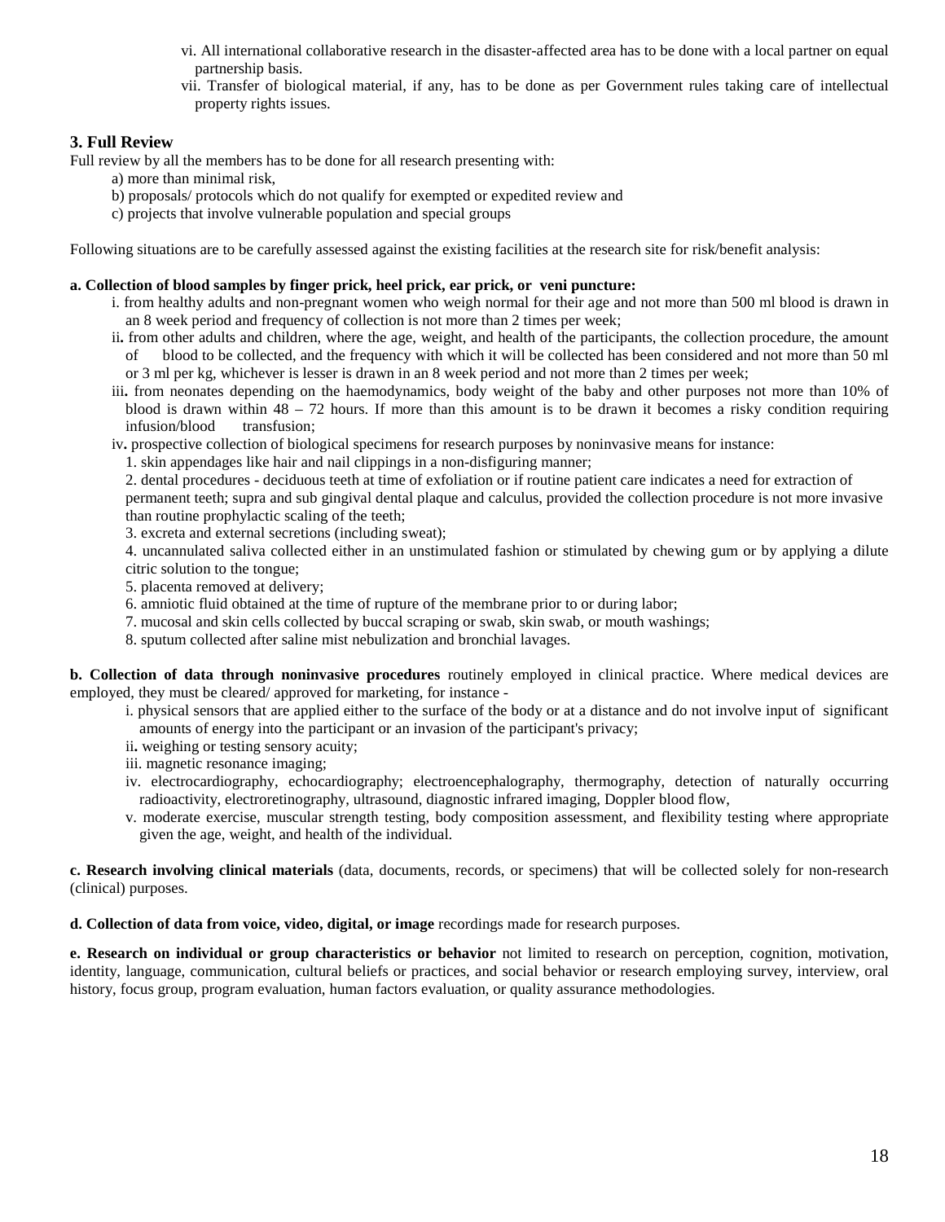vi. All international collaborative research in the disaster-affected area has to be done with a local partner on equal partnership basis.

vii. Transfer of biological material, if any, has to be done as per Government rules taking care of intellectual property rights issues.

### 3. Full Review

Full review by all the members has to be done for all research presenting with:

a) more than minimal risk,

b) proposals/ protocols which do not qualify for exempted or expedited review and

c) projects that involve vulnerable population and special groups

Following situations are to be carefully assessed against the existing facilities at the research site for risk/benefit analysis:

**a. Collection of blood samples by finger prick, heel prick, ear prick, or veni puncture:**

i. from healthy adults and non-pregnant women who weigh normal for their age and not more than 500 ml blood is drawn in an 8 week period and frequency of collection is not more than 2 times per week;

ii**.** from other adults and children, where the age, weight, and health of the participants, the collection procedure, the amount of blood to be collected, and the frequency with which it will be collected has been considered and not more than 50 ml or 3 ml per kg, whichever is lesser is drawn in an 8 week period and not more than 2 times per week;

iii**.** from neonates depending on the haemodynamics, body weight of the baby and other purposes not more than 10% of blood is drawn within 48 – 72 hours. If more than this amount is to be drawn it becomes a risky condition requiring infusion/blood transfusion;

iv**.** prospective collection of biological specimens for research purposes by noninvasive means for instance:

1. skin appendages like hair and nail clippings in a non-disfiguring manner;
2. dental procedures - deciduous teeth at time of exfoliation or if routine patient care indicates a need for extraction of permanent teeth; supra and sub gingival dental plaque and calculus, provided the collection procedure is not more invasive than routine prophylactic scaling of the teeth;
3. excreta and external secretions (including sweat);
4. uncannulated saliva collected either in an unstimulated fashion or stimulated by chewing gum or by applying a dilute citric solution to the tongue;
5. placenta removed at delivery;
6. amniotic fluid obtained at the time of rupture of the membrane prior to or during labor;
7. mucosal and skin cells collected by buccal scraping or swab, skin swab, or mouth washings;
8. sputum collected after saline mist nebulization and bronchial lavages.

**b. Collection of data through noninvasive procedures** routinely employed in clinical practice. Where medical devices are employed, they must be cleared/ approved for marketing, for instance -

i. physical sensors that are applied either to the surface of the body or at a distance and do not involve input of significant amounts of energy into the participant or an invasion of the participant's privacy;

ii**.** weighing or testing sensory acuity;

iii. magnetic resonance imaging;

iv. electrocardiography, echocardiography; electroencephalography, thermography, detection of naturally occurring radioactivity, electroretinography, ultrasound, diagnostic infrared imaging, Doppler blood flow,

v. moderate exercise, muscular strength testing, body composition assessment, and flexibility testing where appropriate given the age, weight, and health of the individual.

**c. Research involving clinical materials** (data, documents, records, or specimens) that will be collected solely for non-research (clinical) purposes.

**d. Collection of data from voice, video, digital, or image** recordings made for research purposes.

**e. Research on individual or group characteristics or behavior** not limited to research on perception, cognition, motivation, identity, language, communication, cultural beliefs or practices, and social behavior or research employing survey, interview, oral history, focus group, program evaluation, human factors evaluation, or quality assurance methodologies.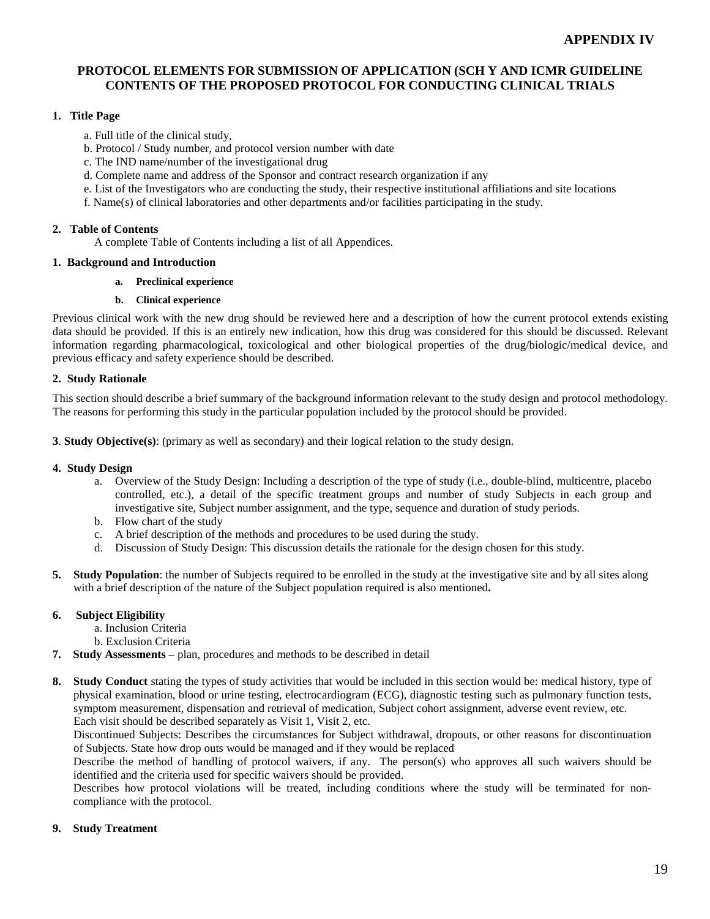**APPENDIX IV**

## PROTOCOL ELEMENTS FOR SUBMISSION OF APPLICATION (SCH Y AND ICMR GUIDELINE CONTENTS OF THE PROPOSED PROTOCOL FOR CONDUCTING CLINICAL TRIALS

**1. Title Page**

a. Full title of the clinical study,
b. Protocol / Study number, and protocol version number with date
c. The IND name/number of the investigational drug
d. Complete name and address of the Sponsor and contract research organization if any
e. List of the Investigators who are conducting the study, their respective institutional affiliations and site locations
f. Name(s) of clinical laboratories and other departments and/or facilities participating in the study.

**2. Table of Contents**

A complete Table of Contents including a list of all Appendices.

**1. Background and Introduction**

- **a. Preclinical experience**
- **b. Clinical experience**

Previous clinical work with the new drug should be reviewed here and a description of how the current protocol extends existing data should be provided. If this is an entirely new indication, how this drug was considered for this should be discussed. Relevant information regarding pharmacological, toxicological and other biological properties of the drug/biologic/medical device, and previous efficacy and safety experience should be described.

**2. Study Rationale**

This section should describe a brief summary of the background information relevant to the study design and protocol methodology. The reasons for performing this study in the particular population included by the protocol should be provided.

**3**. **Study Objective(s)**: (primary as well as secondary) and their logical relation to the study design.

**4. Study Design**

a. Overview of the Study Design: Including a description of the type of study (i.e., double-blind, multicentre, placebo controlled, etc.), a detail of the specific treatment groups and number of study Subjects in each group and investigative site, Subject number assignment, and the type, sequence and duration of study periods.
b. Flow chart of the study
c. A brief description of the methods and procedures to be used during the study.
d. Discussion of Study Design: This discussion details the rationale for the design chosen for this study.

**5. Study Population**: the number of Subjects required to be enrolled in the study at the investigative site and by all sites along with a brief description of the nature of the Subject population required is also mentioned**.**

**6. Subject Eligibility**

a. Inclusion Criteria
b. Exclusion Criteria

**7. Study Assessments** – plan, procedures and methods to be described in detail

**8. Study Conduct** stating the types of study activities that would be included in this section would be: medical history, type of physical examination, blood or urine testing, electrocardiogram (ECG), diagnostic testing such as pulmonary function tests, symptom measurement, dispensation and retrieval of medication, Subject cohort assignment, adverse event review, etc.
Each visit should be described separately as Visit 1, Visit 2, etc.

Discontinued Subjects: Describes the circumstances for Subject withdrawal, dropouts, or other reasons for discontinuation of Subjects. State how drop outs would be managed and if they would be replaced

Describe the method of handling of protocol waivers, if any. The person(s) who approves all such waivers should be identified and the criteria used for specific waivers should be provided.

Describes how protocol violations will be treated, including conditions where the study will be terminated for non-compliance with the protocol.

**9. Study Treatment**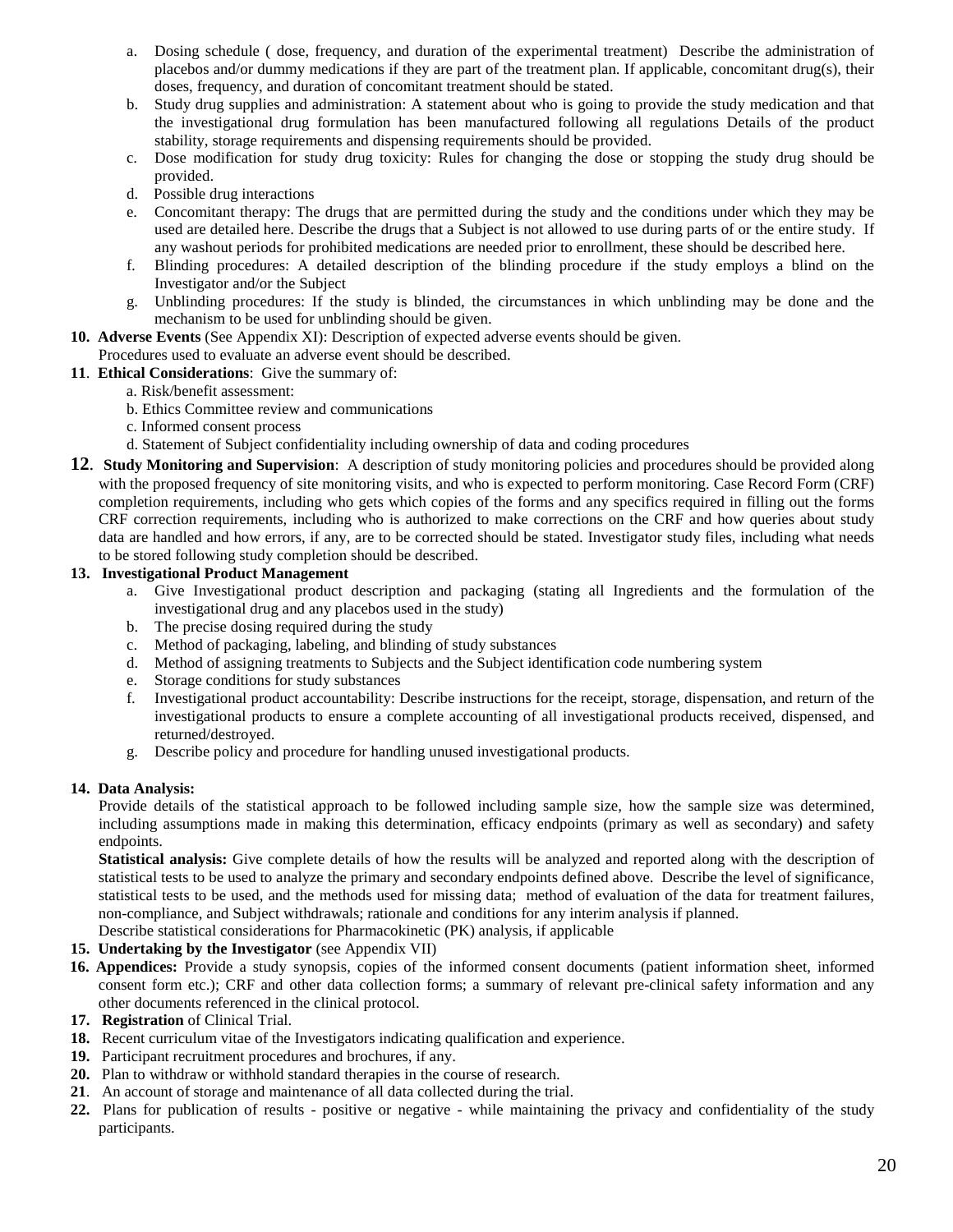a. Dosing schedule ( dose, frequency, and duration of the experimental treatment) Describe the administration of placebos and/or dummy medications if they are part of the treatment plan. If applicable, concomitant drug(s), their doses, frequency, and duration of concomitant treatment should be stated.
b. Study drug supplies and administration: A statement about who is going to provide the study medication and that the investigational drug formulation has been manufactured following all regulations Details of the product stability, storage requirements and dispensing requirements should be provided.
c. Dose modification for study drug toxicity: Rules for changing the dose or stopping the study drug should be provided.
d. Possible drug interactions
e. Concomitant therapy: The drugs that are permitted during the study and the conditions under which they may be used are detailed here. Describe the drugs that a Subject is not allowed to use during parts of or the entire study. If any washout periods for prohibited medications are needed prior to enrollment, these should be described here.
f. Blinding procedures: A detailed description of the blinding procedure if the study employs a blind on the Investigator and/or the Subject
g. Unblinding procedures: If the study is blinded, the circumstances in which unblinding may be done and the mechanism to be used for unblinding should be given.

**10. Adverse Events** (See Appendix XI): Description of expected adverse events should be given. Procedures used to evaluate an adverse event should be described.

**11. Ethical Considerations**: Give the summary of:

a. Risk/benefit assessment:
b. Ethics Committee review and communications
c. Informed consent process
d. Statement of Subject confidentiality including ownership of data and coding procedures

**12. Study Monitoring and Supervision**: A description of study monitoring policies and procedures should be provided along with the proposed frequency of site monitoring visits, and who is expected to perform monitoring. Case Record Form (CRF) completion requirements, including who gets which copies of the forms and any specifics required in filling out the forms CRF correction requirements, including who is authorized to make corrections on the CRF and how queries about study data are handled and how errors, if any, are to be corrected should be stated. Investigator study files, including what needs to be stored following study completion should be described.

**13. Investigational Product Management**

a. Give Investigational product description and packaging (stating all Ingredients and the formulation of the investigational drug and any placebos used in the study)
b. The precise dosing required during the study
c. Method of packaging, labeling, and blinding of study substances
d. Method of assigning treatments to Subjects and the Subject identification code numbering system
e. Storage conditions for study substances
f. Investigational product accountability: Describe instructions for the receipt, storage, dispensation, and return of the investigational products to ensure a complete accounting of all investigational products received, dispensed, and returned/destroyed.
g. Describe policy and procedure for handling unused investigational products.

**14. Data Analysis:**

Provide details of the statistical approach to be followed including sample size, how the sample size was determined, including assumptions made in making this determination, efficacy endpoints (primary as well as secondary) and safety endpoints.

**Statistical analysis:** Give complete details of how the results will be analyzed and reported along with the description of statistical tests to be used to analyze the primary and secondary endpoints defined above. Describe the level of significance, statistical tests to be used, and the methods used for missing data; method of evaluation of the data for treatment failures, non-compliance, and Subject withdrawals; rationale and conditions for any interim analysis if planned.

Describe statistical considerations for Pharmacokinetic (PK) analysis, if applicable

**15. Undertaking by the Investigator** (see Appendix VII)

**16. Appendices:** Provide a study synopsis, copies of the informed consent documents (patient information sheet, informed consent form etc.); CRF and other data collection forms; a summary of relevant pre-clinical safety information and any other documents referenced in the clinical protocol.

**17. Registration** of Clinical Trial.

**18.** Recent curriculum vitae of the Investigators indicating qualification and experience.

**19.** Participant recruitment procedures and brochures, if any.

**20.** Plan to withdraw or withhold standard therapies in the course of research.

**21**. An account of storage and maintenance of all data collected during the trial.

**22.** Plans for publication of results - positive or negative - while maintaining the privacy and confidentiality of the study participants.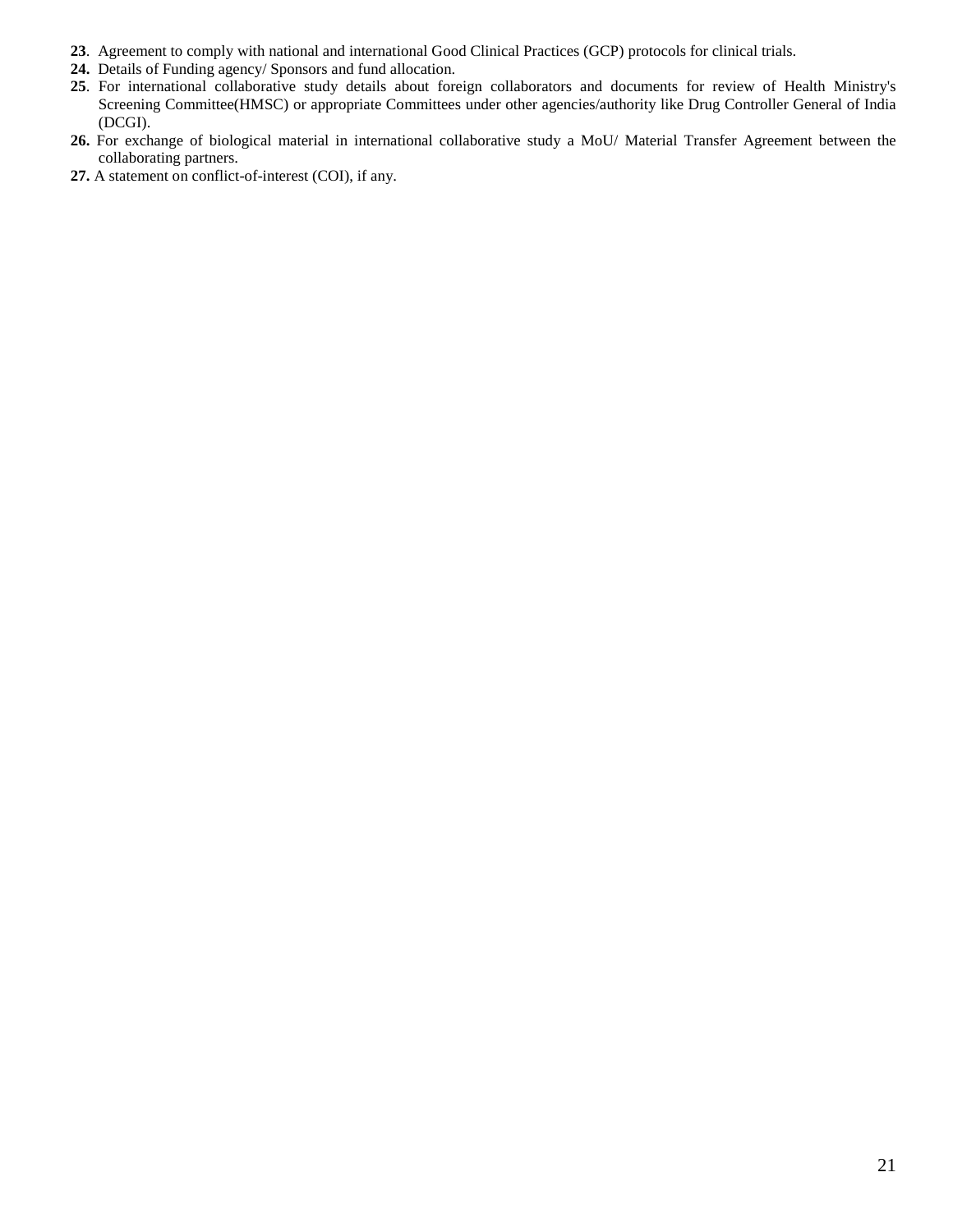**23**. Agreement to comply with national and international Good Clinical Practices (GCP) protocols for clinical trials.

**24.** Details of Funding agency/ Sponsors and fund allocation.

**25**. For international collaborative study details about foreign collaborators and documents for review of Health Ministry's Screening Committee(HMSC) or appropriate Committees under other agencies/authority like Drug Controller General of India (DCGI).

**26.** For exchange of biological material in international collaborative study a MoU/ Material Transfer Agreement between the collaborating partners.

**27.** A statement on conflict-of-interest (COI), if any.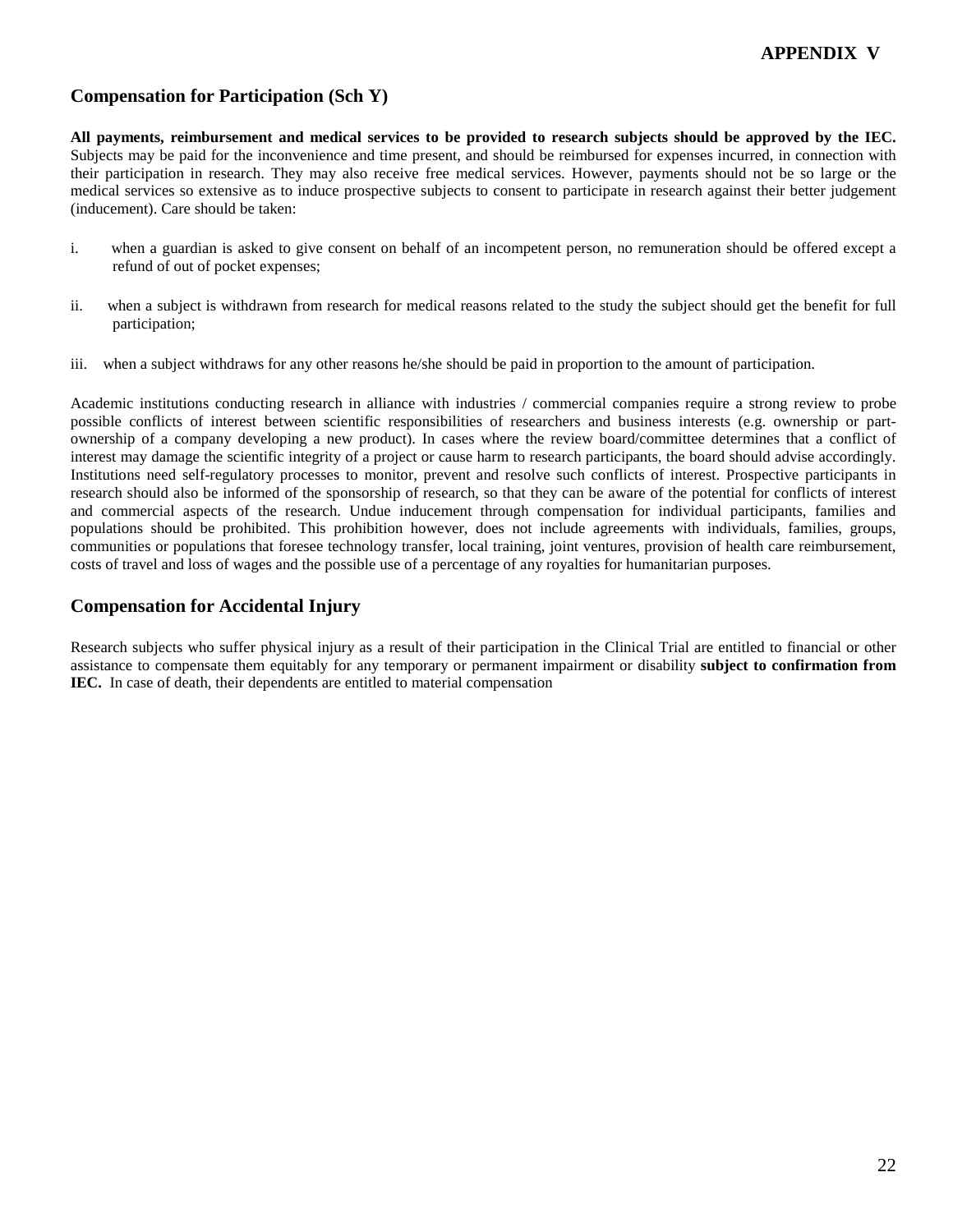**APPENDIX V**

## Compensation for Participation (Sch Y)

**All payments, reimbursement and medical services to be provided to research subjects should be approved by the IEC.** Subjects may be paid for the inconvenience and time present, and should be reimbursed for expenses incurred, in connection with their participation in research. They may also receive free medical services. However, payments should not be so large or the medical services so extensive as to induce prospective subjects to consent to participate in research against their better judgement (inducement). Care should be taken:

i. when a guardian is asked to give consent on behalf of an incompetent person, no remuneration should be offered except a refund of out of pocket expenses;

ii. when a subject is withdrawn from research for medical reasons related to the study the subject should get the benefit for full participation;

iii. when a subject withdraws for any other reasons he/she should be paid in proportion to the amount of participation.

Academic institutions conducting research in alliance with industries / commercial companies require a strong review to probe possible conflicts of interest between scientific responsibilities of researchers and business interests (e.g. ownership or part-ownership of a company developing a new product). In cases where the review board/committee determines that a conflict of interest may damage the scientific integrity of a project or cause harm to research participants, the board should advise accordingly. Institutions need self-regulatory processes to monitor, prevent and resolve such conflicts of interest. Prospective participants in research should also be informed of the sponsorship of research, so that they can be aware of the potential for conflicts of interest and commercial aspects of the research. Undue inducement through compensation for individual participants, families and populations should be prohibited. This prohibition however, does not include agreements with individuals, families, groups, communities or populations that foresee technology transfer, local training, joint ventures, provision of health care reimbursement, costs of travel and loss of wages and the possible use of a percentage of any royalties for humanitarian purposes.

## Compensation for Accidental Injury

Research subjects who suffer physical injury as a result of their participation in the Clinical Trial are entitled to financial or other assistance to compensate them equitably for any temporary or permanent impairment or disability **subject to confirmation from IEC.** In case of death, their dependents are entitled to material compensation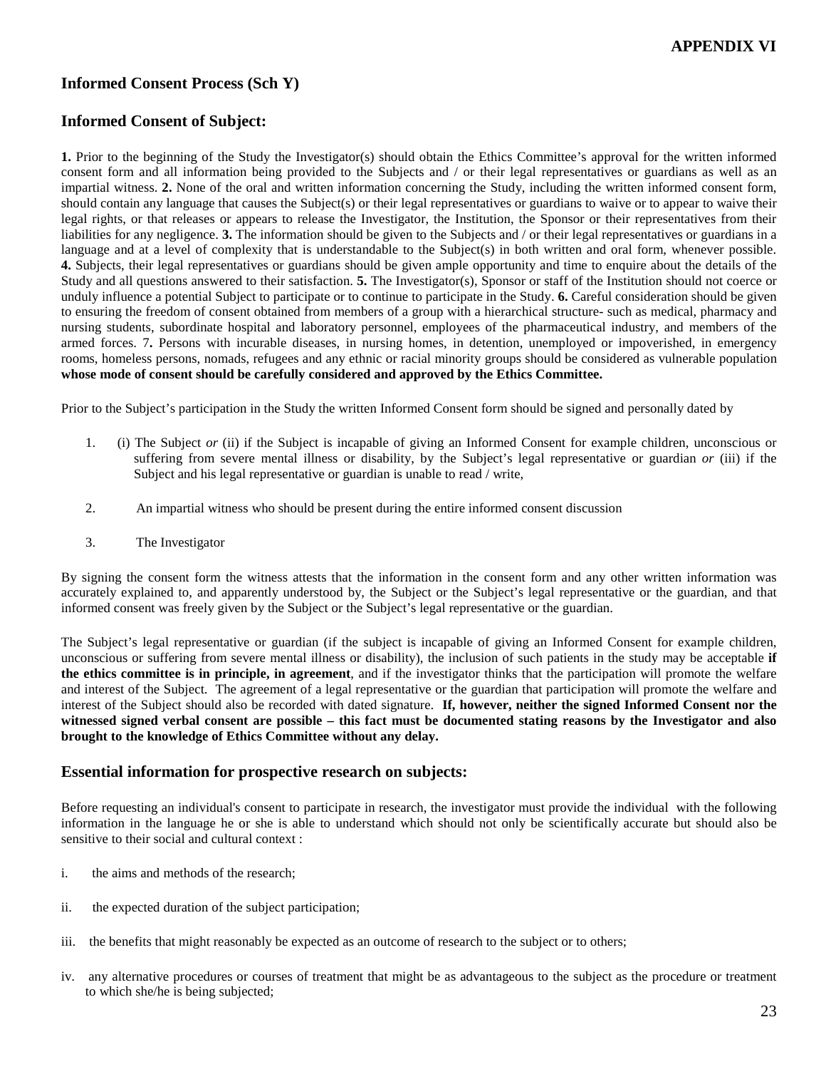**APPENDIX VI**

## Informed Consent Process (Sch Y)

## Informed Consent of Subject:

**1.** Prior to the beginning of the Study the Investigator(s) should obtain the Ethics Committee's approval for the written informed consent form and all information being provided to the Subjects and / or their legal representatives or guardians as well as an impartial witness. **2.** None of the oral and written information concerning the Study, including the written informed consent form, should contain any language that causes the Subject(s) or their legal representatives or guardians to waive or to appear to waive their legal rights, or that releases or appears to release the Investigator, the Institution, the Sponsor or their representatives from their liabilities for any negligence. **3.** The information should be given to the Subjects and / or their legal representatives or guardians in a language and at a level of complexity that is understandable to the Subject(s) in both written and oral form, whenever possible. **4.** Subjects, their legal representatives or guardians should be given ample opportunity and time to enquire about the details of the Study and all questions answered to their satisfaction. **5.** The Investigator(s), Sponsor or staff of the Institution should not coerce or unduly influence a potential Subject to participate or to continue to participate in the Study. **6.** Careful consideration should be given to ensuring the freedom of consent obtained from members of a group with a hierarchical structure- such as medical, pharmacy and nursing students, subordinate hospital and laboratory personnel, employees of the pharmaceutical industry, and members of the armed forces. 7**.** Persons with incurable diseases, in nursing homes, in detention, unemployed or impoverished, in emergency rooms, homeless persons, nomads, refugees and any ethnic or racial minority groups should be considered as vulnerable population **whose mode of consent should be carefully considered and approved by the Ethics Committee.**

Prior to the Subject's participation in the Study the written Informed Consent form should be signed and personally dated by

1. (i) The Subject *or* (ii) if the Subject is incapable of giving an Informed Consent for example children, unconscious or suffering from severe mental illness or disability, by the Subject's legal representative or guardian *or* (iii) if the Subject and his legal representative or guardian is unable to read / write,
2. An impartial witness who should be present during the entire informed consent discussion
3. The Investigator

By signing the consent form the witness attests that the information in the consent form and any other written information was accurately explained to, and apparently understood by, the Subject or the Subject's legal representative or the guardian, and that informed consent was freely given by the Subject or the Subject's legal representative or the guardian.

The Subject's legal representative or guardian (if the subject is incapable of giving an Informed Consent for example children, unconscious or suffering from severe mental illness or disability), the inclusion of such patients in the study may be acceptable **if the ethics committee is in principle, in agreement**, and if the investigator thinks that the participation will promote the welfare and interest of the Subject. The agreement of a legal representative or the guardian that participation will promote the welfare and interest of the Subject should also be recorded with dated signature. **If, however, neither the signed Informed Consent nor the witnessed signed verbal consent are possible – this fact must be documented stating reasons by the Investigator and also brought to the knowledge of Ethics Committee without any delay.**

## Essential information for prospective research on subjects:

Before requesting an individual's consent to participate in research, the investigator must provide the individual with the following information in the language he or she is able to understand which should not only be scientifically accurate but should also be sensitive to their social and cultural context :

i. the aims and methods of the research;

ii. the expected duration of the subject participation;

iii. the benefits that might reasonably be expected as an outcome of research to the subject or to others;

iv. any alternative procedures or courses of treatment that might be as advantageous to the subject as the procedure or treatment to which she/he is being subjected;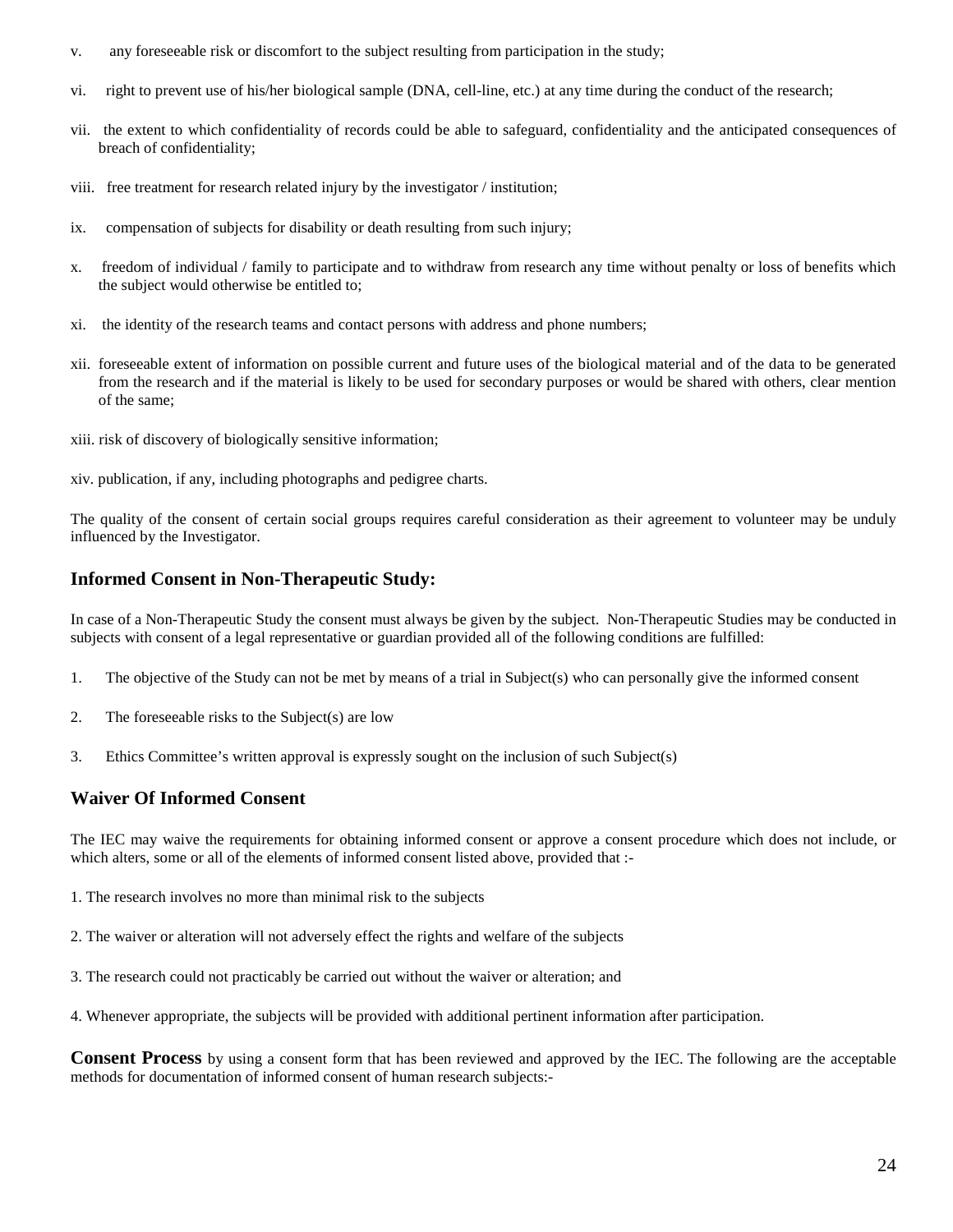v. any foreseeable risk or discomfort to the subject resulting from participation in the study;

vi. right to prevent use of his/her biological sample (DNA, cell-line, etc.) at any time during the conduct of the research;

vii. the extent to which confidentiality of records could be able to safeguard, confidentiality and the anticipated consequences of breach of confidentiality;

viii. free treatment for research related injury by the investigator / institution;

ix. compensation of subjects for disability or death resulting from such injury;

x. freedom of individual / family to participate and to withdraw from research any time without penalty or loss of benefits which the subject would otherwise be entitled to;

xi. the identity of the research teams and contact persons with address and phone numbers;

xii. foreseeable extent of information on possible current and future uses of the biological material and of the data to be generated from the research and if the material is likely to be used for secondary purposes or would be shared with others, clear mention of the same;

xiii. risk of discovery of biologically sensitive information;

xiv. publication, if any, including photographs and pedigree charts.

The quality of the consent of certain social groups requires careful consideration as their agreement to volunteer may be unduly influenced by the Investigator.

## Informed Consent in Non-Therapeutic Study:

In case of a Non-Therapeutic Study the consent must always be given by the subject. Non-Therapeutic Studies may be conducted in subjects with consent of a legal representative or guardian provided all of the following conditions are fulfilled:

1. The objective of the Study can not be met by means of a trial in Subject(s) who can personally give the informed consent

2. The foreseeable risks to the Subject(s) are low

3. Ethics Committee's written approval is expressly sought on the inclusion of such Subject(s)

## Waiver Of Informed Consent

The IEC may waive the requirements for obtaining informed consent or approve a consent procedure which does not include, or which alters, some or all of the elements of informed consent listed above, provided that :-

1. The research involves no more than minimal risk to the subjects

2. The waiver or alteration will not adversely effect the rights and welfare of the subjects

3. The research could not practicably be carried out without the waiver or alteration; and

4. Whenever appropriate, the subjects will be provided with additional pertinent information after participation.

**Consent Process** by using a consent form that has been reviewed and approved by the IEC. The following are the acceptable methods for documentation of informed consent of human research subjects:-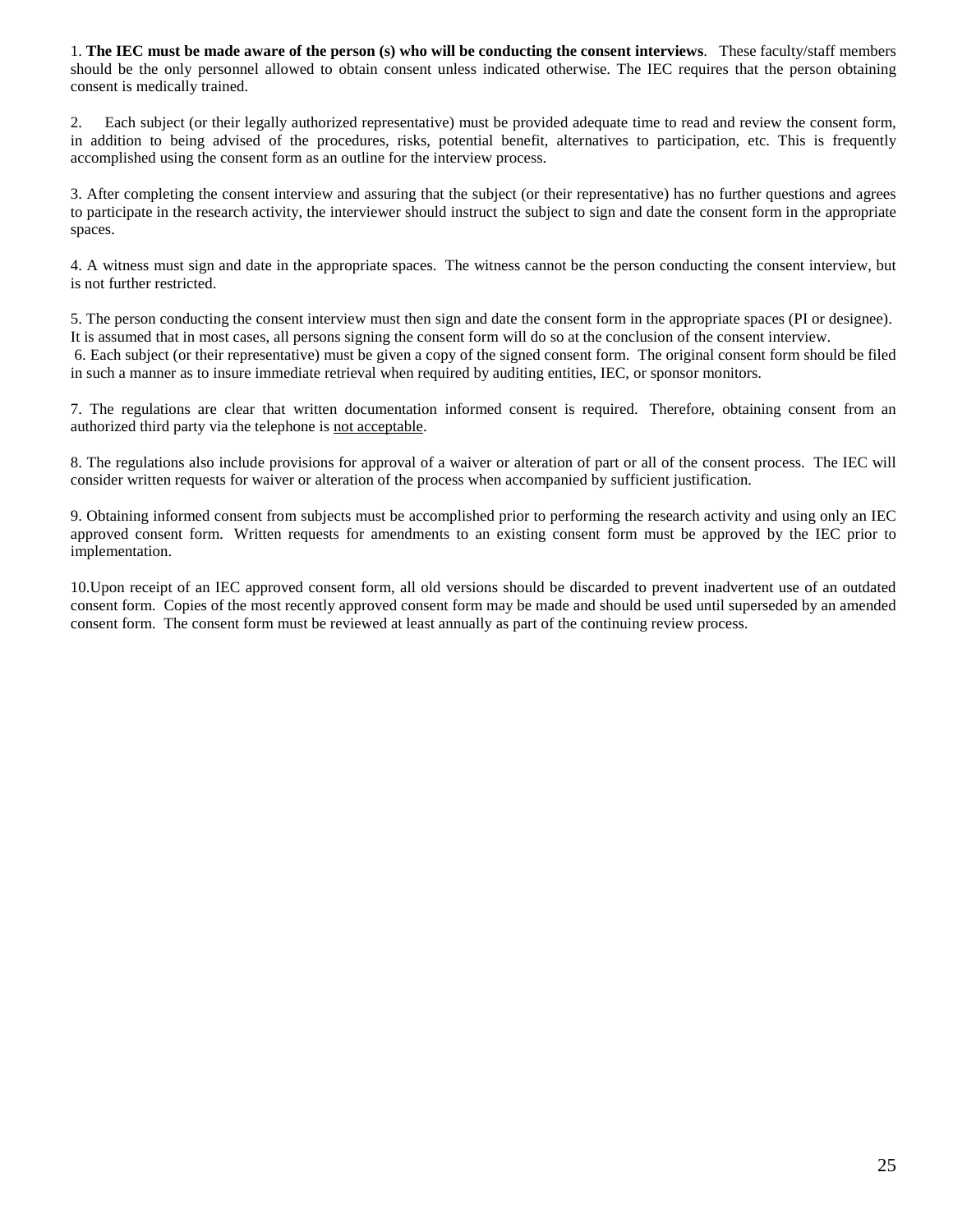1. **The IEC must be made aware of the person (s) who will be conducting the consent interviews**. These faculty/staff members should be the only personnel allowed to obtain consent unless indicated otherwise. The IEC requires that the person obtaining consent is medically trained.

2. Each subject (or their legally authorized representative) must be provided adequate time to read and review the consent form, in addition to being advised of the procedures, risks, potential benefit, alternatives to participation, etc. This is frequently accomplished using the consent form as an outline for the interview process.

3. After completing the consent interview and assuring that the subject (or their representative) has no further questions and agrees to participate in the research activity, the interviewer should instruct the subject to sign and date the consent form in the appropriate spaces.

4. A witness must sign and date in the appropriate spaces. The witness cannot be the person conducting the consent interview, but is not further restricted.

5. The person conducting the consent interview must then sign and date the consent form in the appropriate spaces (PI or designee). It is assumed that in most cases, all persons signing the consent form will do so at the conclusion of the consent interview.

6. Each subject (or their representative) must be given a copy of the signed consent form. The original consent form should be filed in such a manner as to insure immediate retrieval when required by auditing entities, IEC, or sponsor monitors.

7. The regulations are clear that written documentation informed consent is required. Therefore, obtaining consent from an authorized third party via the telephone is <u>not acceptable</u>.

8. The regulations also include provisions for approval of a waiver or alteration of part or all of the consent process. The IEC will consider written requests for waiver or alteration of the process when accompanied by sufficient justification.

9. Obtaining informed consent from subjects must be accomplished prior to performing the research activity and using only an IEC approved consent form. Written requests for amendments to an existing consent form must be approved by the IEC prior to implementation.

10. Upon receipt of an IEC approved consent form, all old versions should be discarded to prevent inadvertent use of an outdated consent form. Copies of the most recently approved consent form may be made and should be used until superseded by an amended consent form. The consent form must be reviewed at least annually as part of the continuing review process.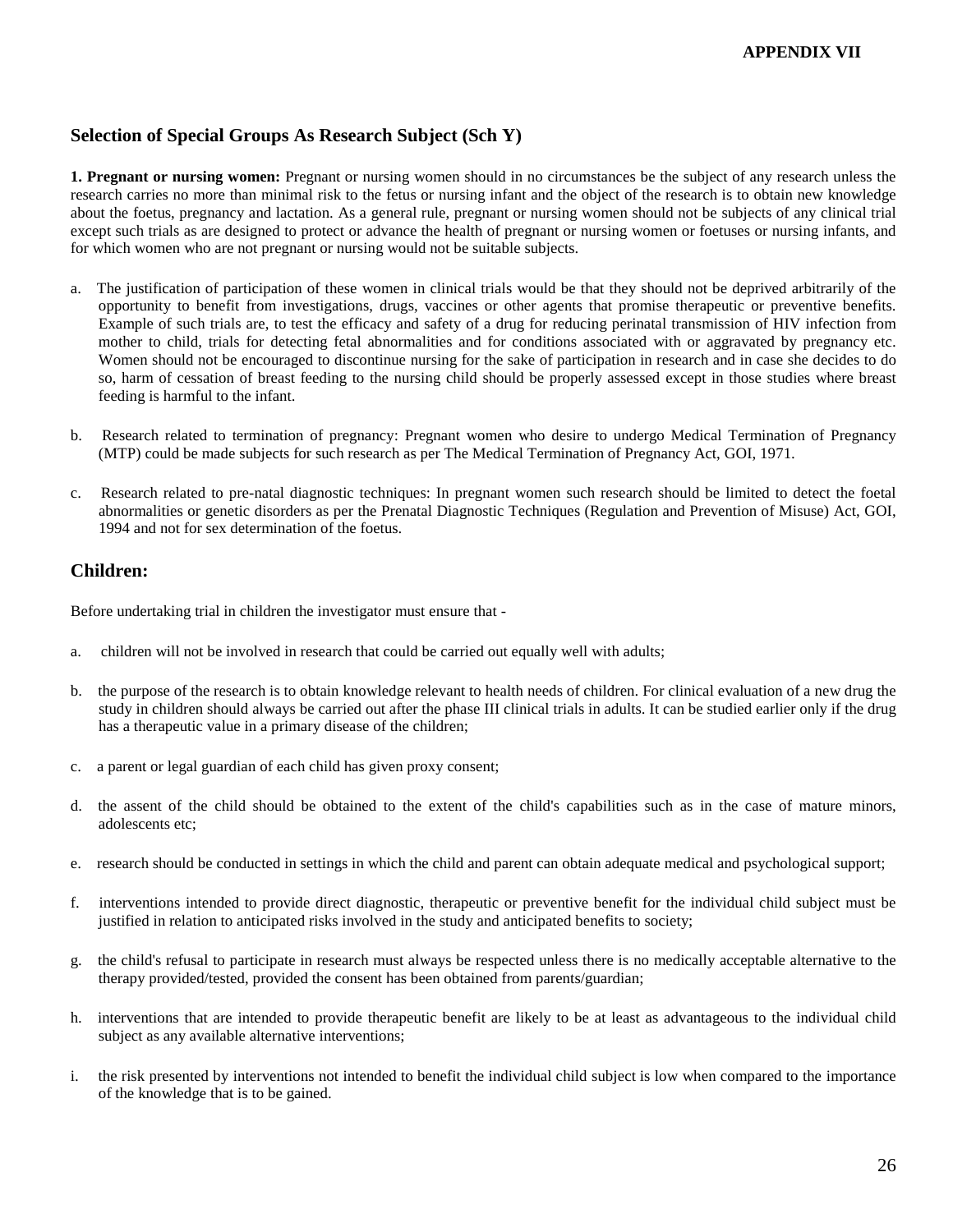APPENDIX VII

## Selection of Special Groups As Research Subject (Sch Y)

**1. Pregnant or nursing women:** Pregnant or nursing women should in no circumstances be the subject of any research unless the research carries no more than minimal risk to the fetus or nursing infant and the object of the research is to obtain new knowledge about the foetus, pregnancy and lactation. As a general rule, pregnant or nursing women should not be subjects of any clinical trial except such trials as are designed to protect or advance the health of pregnant or nursing women or foetuses or nursing infants, and for which women who are not pregnant or nursing would not be suitable subjects.

a. The justification of participation of these women in clinical trials would be that they should not be deprived arbitrarily of the opportunity to benefit from investigations, drugs, vaccines or other agents that promise therapeutic or preventive benefits. Example of such trials are, to test the efficacy and safety of a drug for reducing perinatal transmission of HIV infection from mother to child, trials for detecting fetal abnormalities and for conditions associated with or aggravated by pregnancy etc. Women should not be encouraged to discontinue nursing for the sake of participation in research and in case she decides to do so, harm of cessation of breast feeding to the nursing child should be properly assessed except in those studies where breast feeding is harmful to the infant.

b. Research related to termination of pregnancy: Pregnant women who desire to undergo Medical Termination of Pregnancy (MTP) could be made subjects for such research as per The Medical Termination of Pregnancy Act, GOI, 1971.

c. Research related to pre-natal diagnostic techniques: In pregnant women such research should be limited to detect the foetal abnormalities or genetic disorders as per the Prenatal Diagnostic Techniques (Regulation and Prevention of Misuse) Act, GOI, 1994 and not for sex determination of the foetus.

## Children:

Before undertaking trial in children the investigator must ensure that -

a. children will not be involved in research that could be carried out equally well with adults;

b. the purpose of the research is to obtain knowledge relevant to health needs of children. For clinical evaluation of a new drug the study in children should always be carried out after the phase III clinical trials in adults. It can be studied earlier only if the drug has a therapeutic value in a primary disease of the children;

c. a parent or legal guardian of each child has given proxy consent;

d. the assent of the child should be obtained to the extent of the child's capabilities such as in the case of mature minors, adolescents etc;

e. research should be conducted in settings in which the child and parent can obtain adequate medical and psychological support;

f. interventions intended to provide direct diagnostic, therapeutic or preventive benefit for the individual child subject must be justified in relation to anticipated risks involved in the study and anticipated benefits to society;

g. the child's refusal to participate in research must always be respected unless there is no medically acceptable alternative to the therapy provided/tested, provided the consent has been obtained from parents/guardian;

h. interventions that are intended to provide therapeutic benefit are likely to be at least as advantageous to the individual child subject as any available alternative interventions;

i. the risk presented by interventions not intended to benefit the individual child subject is low when compared to the importance of the knowledge that is to be gained.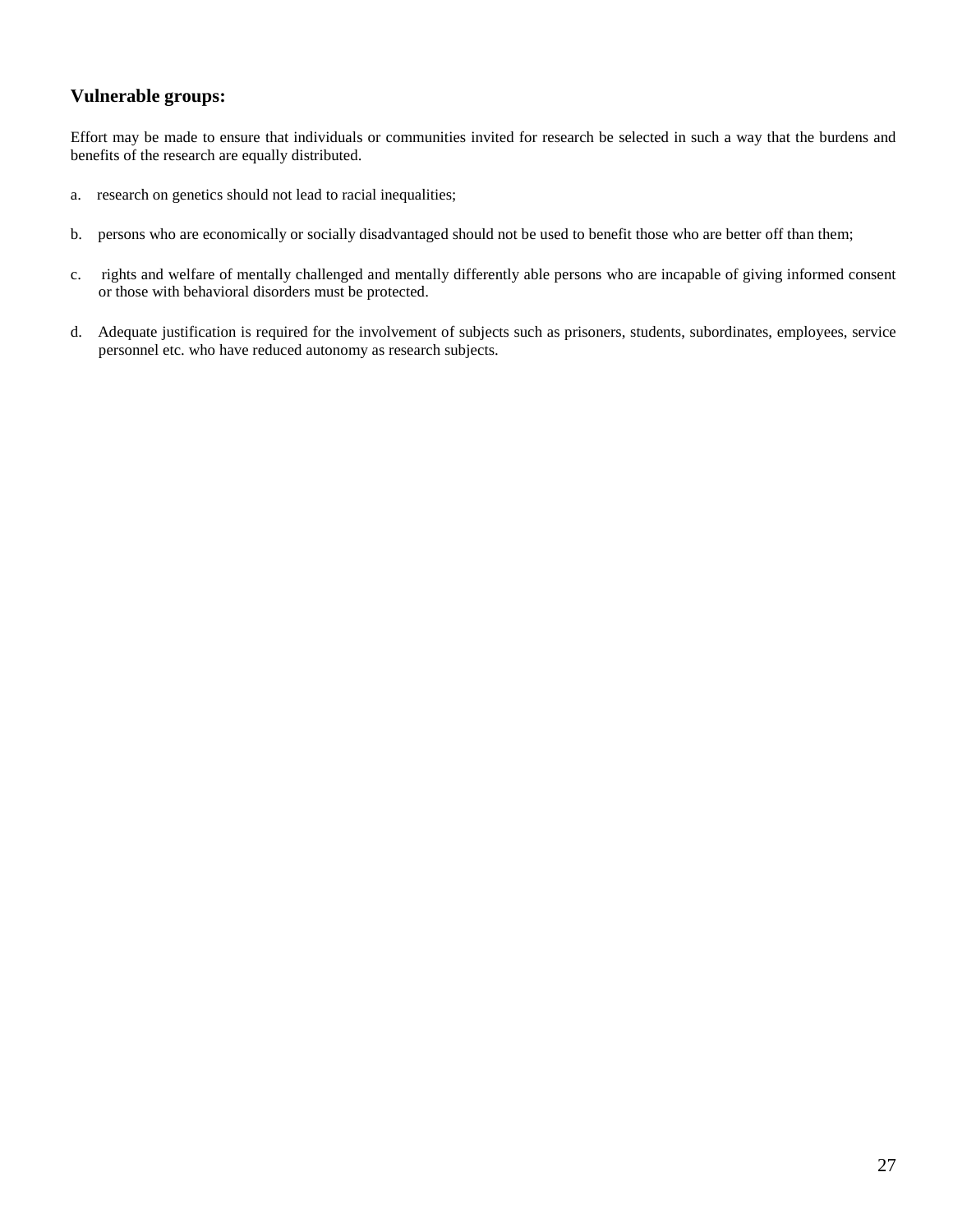## Vulnerable groups:

Effort may be made to ensure that individuals or communities invited for research be selected in such a way that the burdens and benefits of the research are equally distributed.

a. research on genetics should not lead to racial inequalities;

b. persons who are economically or socially disadvantaged should not be used to benefit those who are better off than them;

c. rights and welfare of mentally challenged and mentally differently able persons who are incapable of giving informed consent or those with behavioral disorders must be protected.

d. Adequate justification is required for the involvement of subjects such as prisoners, students, subordinates, employees, service personnel etc. who have reduced autonomy as research subjects.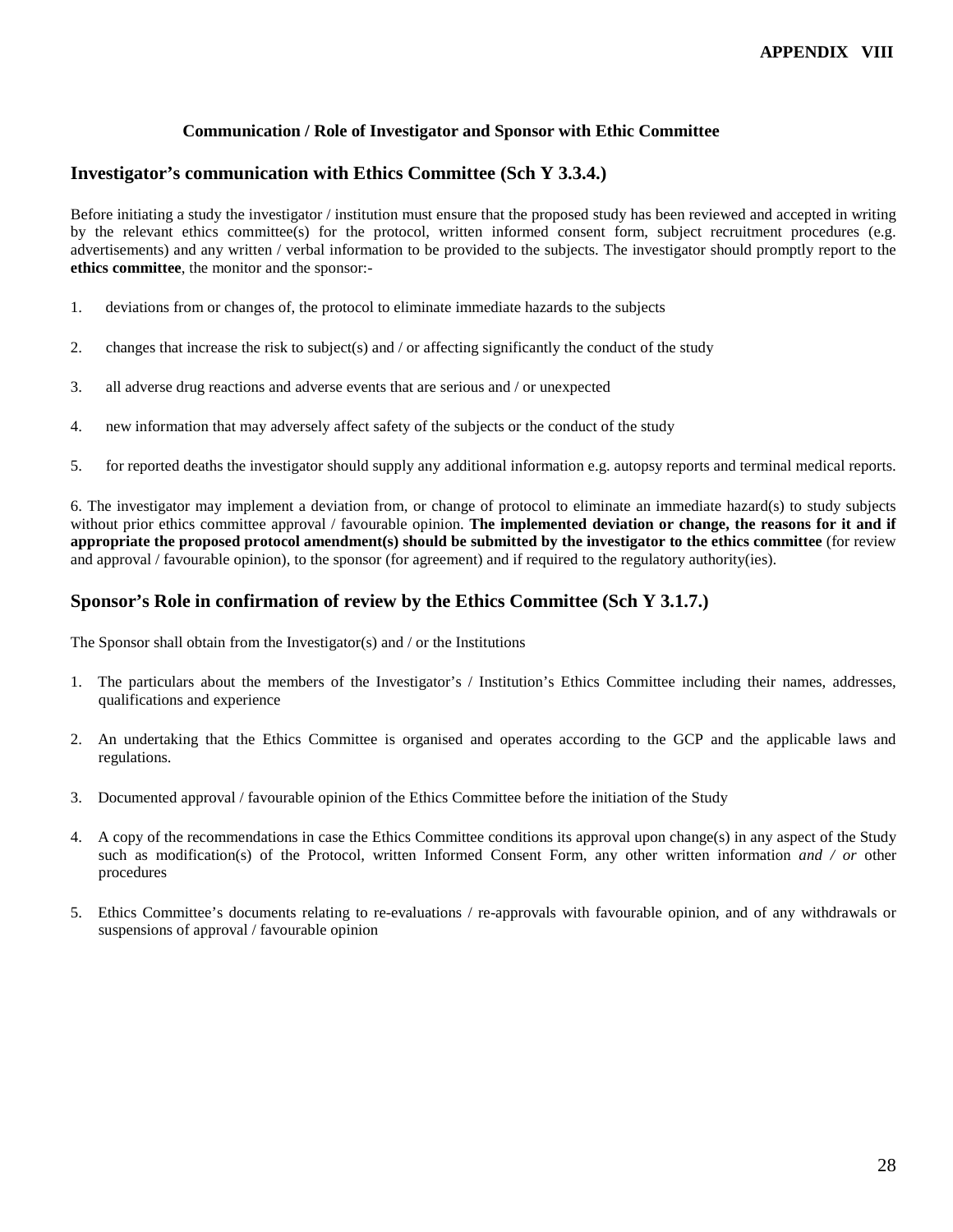**APPENDIX VIII**

### Communication / Role of Investigator and Sponsor with Ethic Committee

## Investigator's communication with Ethics Committee (Sch Y 3.3.4.)

Before initiating a study the investigator / institution must ensure that the proposed study has been reviewed and accepted in writing by the relevant ethics committee(s) for the protocol, written informed consent form, subject recruitment procedures (e.g. advertisements) and any written / verbal information to be provided to the subjects. The investigator should promptly report to the **ethics committee**, the monitor and the sponsor:-

1. deviations from or changes of, the protocol to eliminate immediate hazards to the subjects
2. changes that increase the risk to subject(s) and / or affecting significantly the conduct of the study
3. all adverse drug reactions and adverse events that are serious and / or unexpected
4. new information that may adversely affect safety of the subjects or the conduct of the study
5. for reported deaths the investigator should supply any additional information e.g. autopsy reports and terminal medical reports.

6. The investigator may implement a deviation from, or change of protocol to eliminate an immediate hazard(s) to study subjects without prior ethics committee approval / favourable opinion. **The implemented deviation or change, the reasons for it and if appropriate the proposed protocol amendment(s) should be submitted by the investigator to the ethics committee** (for review and approval / favourable opinion), to the sponsor (for agreement) and if required to the regulatory authority(ies).

## Sponsor's Role in confirmation of review by the Ethics Committee (Sch Y 3.1.7.)

The Sponsor shall obtain from the Investigator(s) and / or the Institutions

1. The particulars about the members of the Investigator's / Institution's Ethics Committee including their names, addresses, qualifications and experience
2. An undertaking that the Ethics Committee is organised and operates according to the GCP and the applicable laws and regulations.
3. Documented approval / favourable opinion of the Ethics Committee before the initiation of the Study
4. A copy of the recommendations in case the Ethics Committee conditions its approval upon change(s) in any aspect of the Study such as modification(s) of the Protocol, written Informed Consent Form, any other written information *and / or* other procedures
5. Ethics Committee's documents relating to re-evaluations / re-approvals with favourable opinion, and of any withdrawals or suspensions of approval / favourable opinion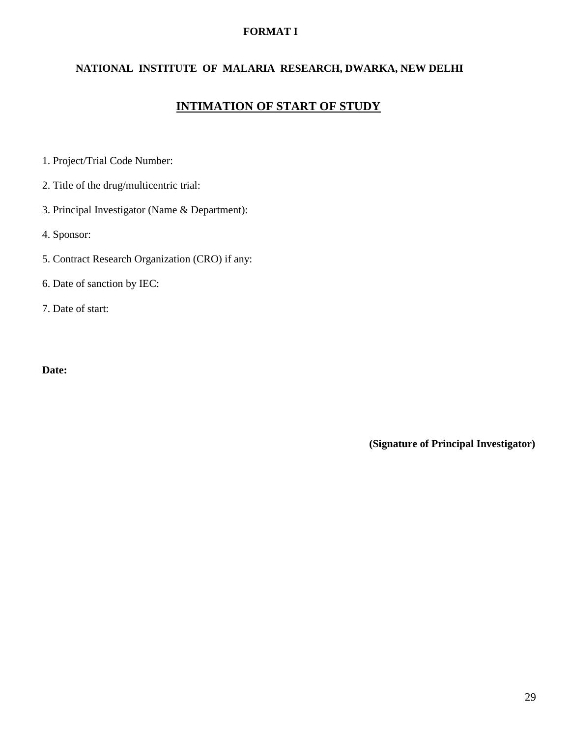**FORMAT I**

**NATIONAL INSTITUTE OF MALARIA RESEARCH, DWARKA, NEW DELHI**

# INTIMATION OF START OF STUDY

1. Project/Trial Code Number:

2. Title of the drug/multicentric trial:

3. Principal Investigator (Name & Department):

4. Sponsor:

5. Contract Research Organization (CRO) if any:

6. Date of sanction by IEC:

7. Date of start:

**Date:**

**(Signature of Principal Investigator)**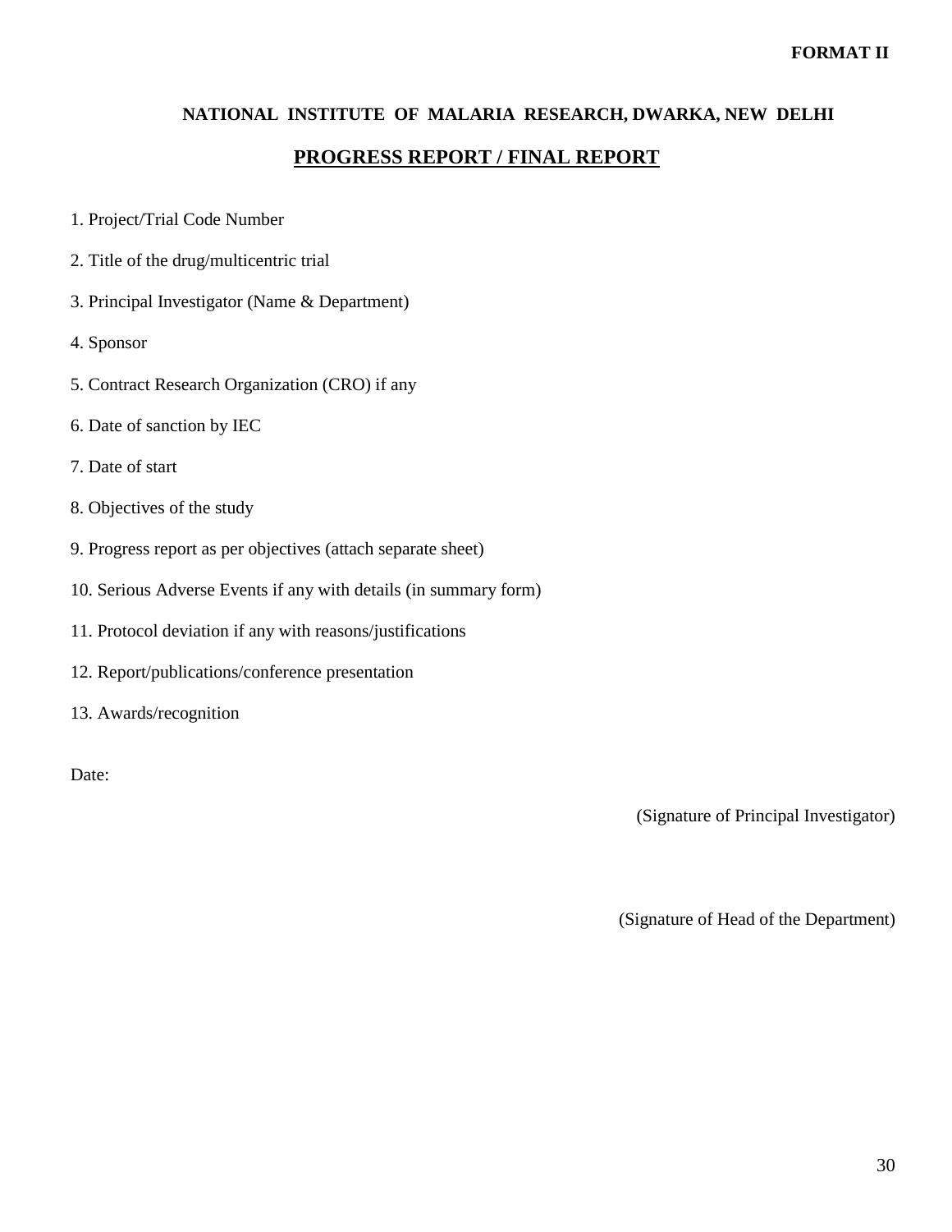**FORMAT II**

## NATIONAL INSTITUTE OF MALARIA RESEARCH, DWARKA, NEW DELHI

## PROGRESS REPORT / FINAL REPORT

1. Project/Trial Code Number
2. Title of the drug/multicentric trial
3. Principal Investigator (Name & Department)
4. Sponsor
5. Contract Research Organization (CRO) if any
6. Date of sanction by IEC
7. Date of start
8. Objectives of the study
9. Progress report as per objectives (attach separate sheet)
10. Serious Adverse Events if any with details (in summary form)
11. Protocol deviation if any with reasons/justifications
12. Report/publications/conference presentation
13. Awards/recognition

Date:

(Signature of Principal Investigator)

(Signature of Head of the Department)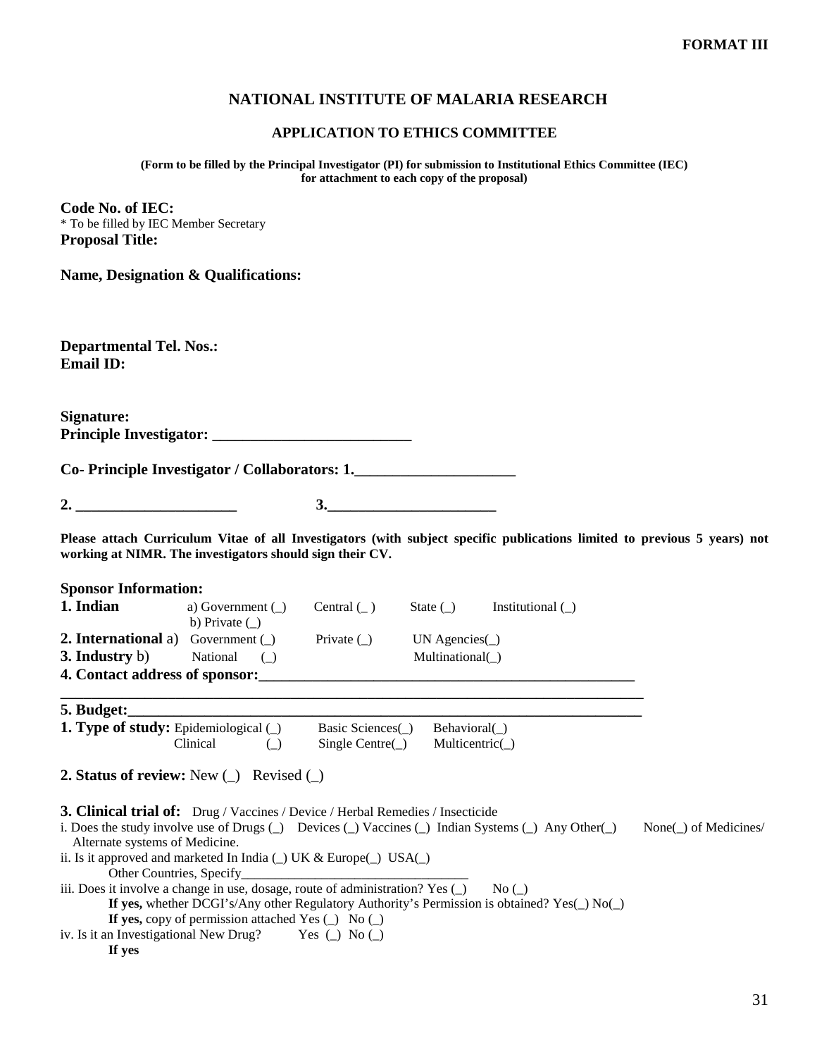**FORMAT III**

# NATIONAL INSTITUTE OF MALARIA RESEARCH

## APPLICATION TO ETHICS COMMITTEE

**(Form to be filled by the Principal Investigator (PI) for submission to Institutional Ethics Committee (IEC) for attachment to each copy of the proposal)**

**Code No. of IEC:**
* To be filled by IEC Member Secretary

**Proposal Title:**

**Name, Designation & Qualifications:**

**Departmental Tel. Nos.:**
**Email ID:**

**Signature:**
**Principle Investigator: ___________________________**

**Co- Principle Investigator / Collaborators: 1.______________________**

**2. ______________________ 3.______________________**

**Please attach Curriculum Vitae of all Investigators (with subject specific publications limited to previous 5 years) not working at NIMR. The investigators should sign their CV.**

**Sponsor Information:**

**1. Indian** a) Government (_) Central (_ ) State (_) Institutional (_)
b) Private (_)

**2. International** a) Government (_) Private (_) UN Agencies(_)

**3. Industry** b) National (_) Multinational(_)

**4. Contact address of sponsor:_____________________________________________________**
________________________________________________________________________________

**5. Budget:________________________________________________________________________**

**1. Type of study:** Epidemiological (_) Basic Sciences(_) Behavioral(_)
Clinical (_) Single Centre(_) Multicentric(_)

**2. Status of review:** New (_) Revised (_)

**3. Clinical trial of:** Drug / Vaccines / Device / Herbal Remedies / Insecticide

i. Does the study involve use of Drugs (_) Devices (_) Vaccines (_) Indian Systems (_) Any Other(_) None(_) of Medicines/ Alternate systems of Medicine.

ii. Is it approved and marketed In India (_) UK & Europe(_) USA(_)
Other Countries, Specify___________________________________

iii. Does it involve a change in use, dosage, route of administration? Yes (_) No (_)
**If yes,** whether DCGI's/Any other Regulatory Authority's Permission is obtained? Yes(_) No(_)
**If yes,** copy of permission attached Yes (_) No (_)

iv. Is it an Investigational New Drug? Yes (_) No (_)
**If yes**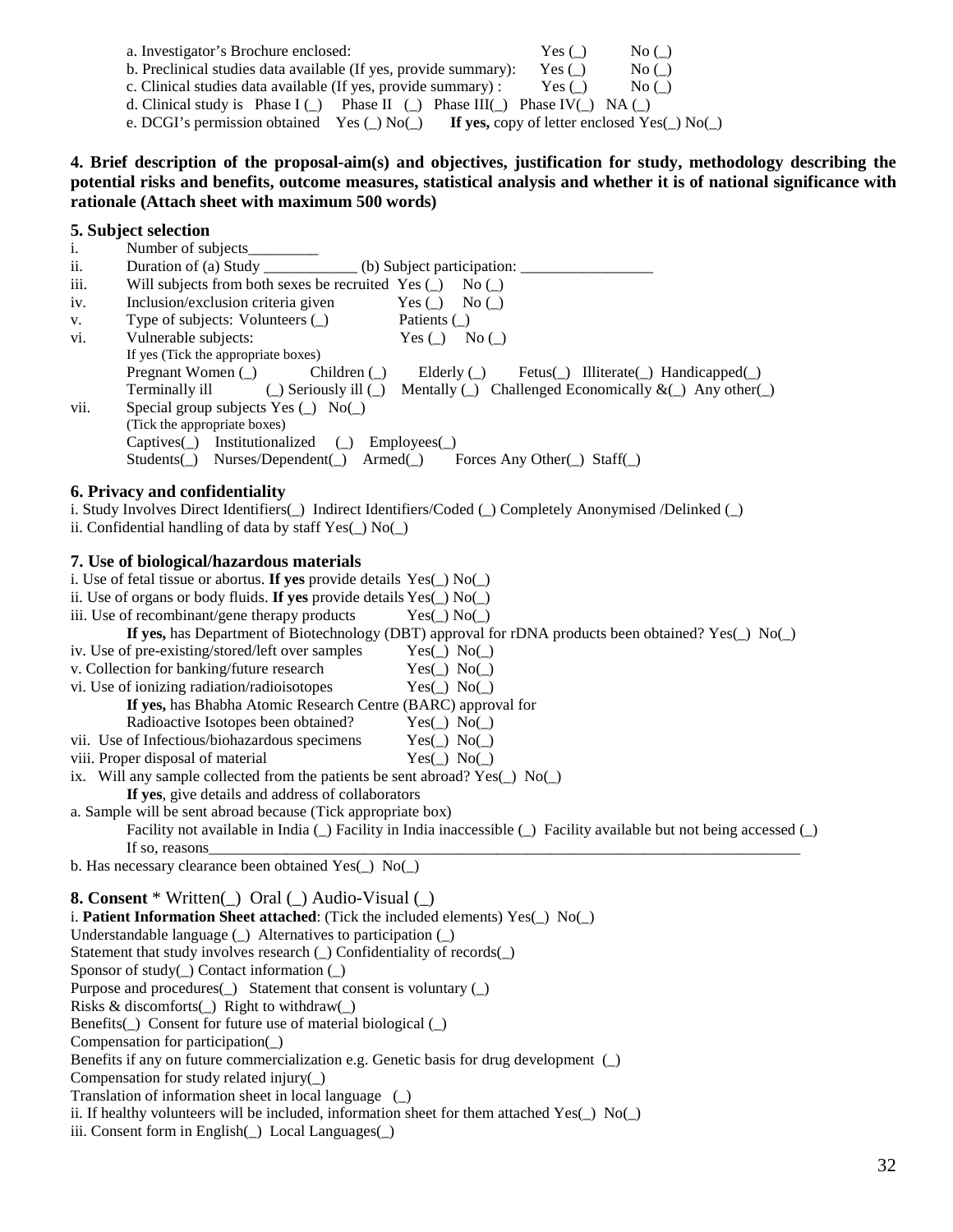a. Investigator's Brochure enclosed: Yes (_) No (_)
b. Preclinical studies data available (If yes, provide summary): Yes (_) No (_)
c. Clinical studies data available (If yes, provide summary) : Yes (_) No (_)
d. Clinical study is Phase I (_) Phase II (_) Phase III(_) Phase IV(_) NA (_)
e. DCGI's permission obtained Yes (_) No(_) **If yes,** copy of letter enclosed Yes(_) No(_)

**4. Brief description of the proposal-aim(s) and objectives, justification for study, methodology describing the potential risks and benefits, outcome measures, statistical analysis and whether it is of national significance with rationale (Attach sheet with maximum 500 words)**

**5. Subject selection**

i. Number of subjects_________
ii. Duration of (a) Study ____________ (b) Subject participation: _________________
iii. Will subjects from both sexes be recruited Yes (_) No (_)
iv. Inclusion/exclusion criteria given Yes (_) No (_)
v. Type of subjects: Volunteers (_) Patients (_)
vi. Vulnerable subjects: Yes (_) No (_)
If yes (Tick the appropriate boxes)
Pregnant Women (_) Children (_) Elderly (_) Fetus(_) Illiterate(_) Handicapped(_)
Terminally ill (_) Seriously ill (_) Mentally (_) Challenged Economically &(_) Any other(_)
vii. Special group subjects Yes (_) No(_)
(Tick the appropriate boxes)
Captives(_) Institutionalized (_) Employees(_)
Students(_) Nurses/Dependent(_) Armed(_) Forces Any Other(_) Staff(_)

**6. Privacy and confidentiality**

i. Study Involves Direct Identifiers(_) Indirect Identifiers/Coded (_) Completely Anonymised /Delinked (_)
ii. Confidential handling of data by staff Yes(_) No(_)

**7. Use of biological/hazardous materials**

i. Use of fetal tissue or abortus. **If yes** provide details Yes(_) No(_)
ii. Use of organs or body fluids. **If yes** provide details Yes(_) No(_)
iii. Use of recombinant/gene therapy products Yes(_) No(_)
**If yes,** has Department of Biotechnology (DBT) approval for rDNA products been obtained? Yes(_) No(_)
iv. Use of pre-existing/stored/left over samples Yes(_) No(_)
v. Collection for banking/future research Yes(_) No(_)
vi. Use of ionizing radiation/radioisotopes Yes(_) No(_)
**If yes,** has Bhabha Atomic Research Centre (BARC) approval for Radioactive Isotopes been obtained? Yes(_) No(_)
vii. Use of Infectious/biohazardous specimens Yes(_) No(_)
viii. Proper disposal of material Yes(_) No(_)
ix. Will any sample collected from the patients be sent abroad? Yes(_) No(_)
**If yes**, give details and address of collaborators
a. Sample will be sent abroad because (Tick appropriate box)
Facility not available in India (_) Facility in India inaccessible (_) Facility available but not being accessed (_)
If so, reasons_______________________________________________________________________________
b. Has necessary clearance been obtained Yes(_) No(_)

**8. Consent** * Written(_) Oral (_) Audio-Visual (_)

i. **Patient Information Sheet attached**: (Tick the included elements) Yes(_) No(_)
Understandable language (_) Alternatives to participation (_)
Statement that study involves research (_) Confidentiality of records(_)
Sponsor of study(_) Contact information (_)
Purpose and procedures(_) Statement that consent is voluntary (_)
Risks & discomforts(_) Right to withdraw(_)
Benefits(_) Consent for future use of material biological (_)
Compensation for participation(_)
Benefits if any on future commercialization e.g. Genetic basis for drug development (_)
Compensation for study related injury(_)
Translation of information sheet in local language (_)
ii. If healthy volunteers will be included, information sheet for them attached Yes(_) No(_)
iii. Consent form in English(_) Local Languages(_)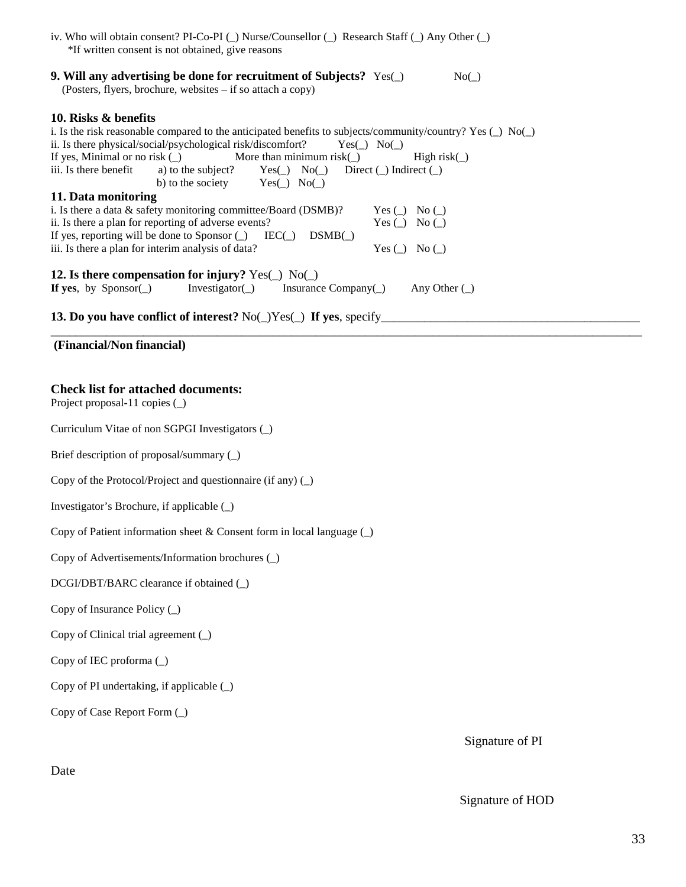iv. Who will obtain consent? PI-Co-PI (_) Nurse/Counsellor (_) Research Staff (_) Any Other (_)

*If written consent is not obtained, give reasons

**9. Will any advertising be done for recruitment of Subjects?** Yes(_) No(_)
(Posters, flyers, brochure, websites – if so attach a copy)

**10. Risks & benefits**

i. Is the risk reasonable compared to the anticipated benefits to subjects/community/country? Yes (_) No(_)
ii. Is there physical/social/psychological risk/discomfort? Yes(_) No(_)
If yes, Minimal or no risk (_) More than minimum risk(_) High risk(_)
iii. Is there benefit a) to the subject? Yes(_) No(_) Direct (_) Indirect (_)
b) to the society Yes(_) No(_)

**11. Data monitoring**

i. Is there a data & safety monitoring committee/Board (DSMB)? Yes (_) No (_)
ii. Is there a plan for reporting of adverse events? Yes (_) No (_)
If yes, reporting will be done to Sponsor (_) IEC(_) DSMB(_)
iii. Is there a plan for interim analysis of data? Yes (_) No (_)

**12. Is there compensation for injury?** Yes(_) No(_)
**If yes**, by Sponsor(_) Investigator(_) Insurance Company(_) Any Other (_)

**13. Do you have conflict of interest?** No(_)Yes(_) **If yes**, specify___________________________________________
_____________________________________________________________________________________________
**(Financial/Non financial)**

**Check list for attached documents:**

Project proposal-11 copies (_)

Curriculum Vitae of non SGPGI Investigators (_)

Brief description of proposal/summary (_)

Copy of the Protocol/Project and questionnaire (if any) (_)

Investigator's Brochure, if applicable (_)

Copy of Patient information sheet & Consent form in local language (_)

Copy of Advertisements/Information brochures (_)

DCGI/DBT/BARC clearance if obtained (_)

Copy of Insurance Policy (_)

Copy of Clinical trial agreement (_)

Copy of IEC proforma (_)

Copy of PI undertaking, if applicable (_)

Copy of Case Report Form (_)

Signature of PI

Date

Signature of HOD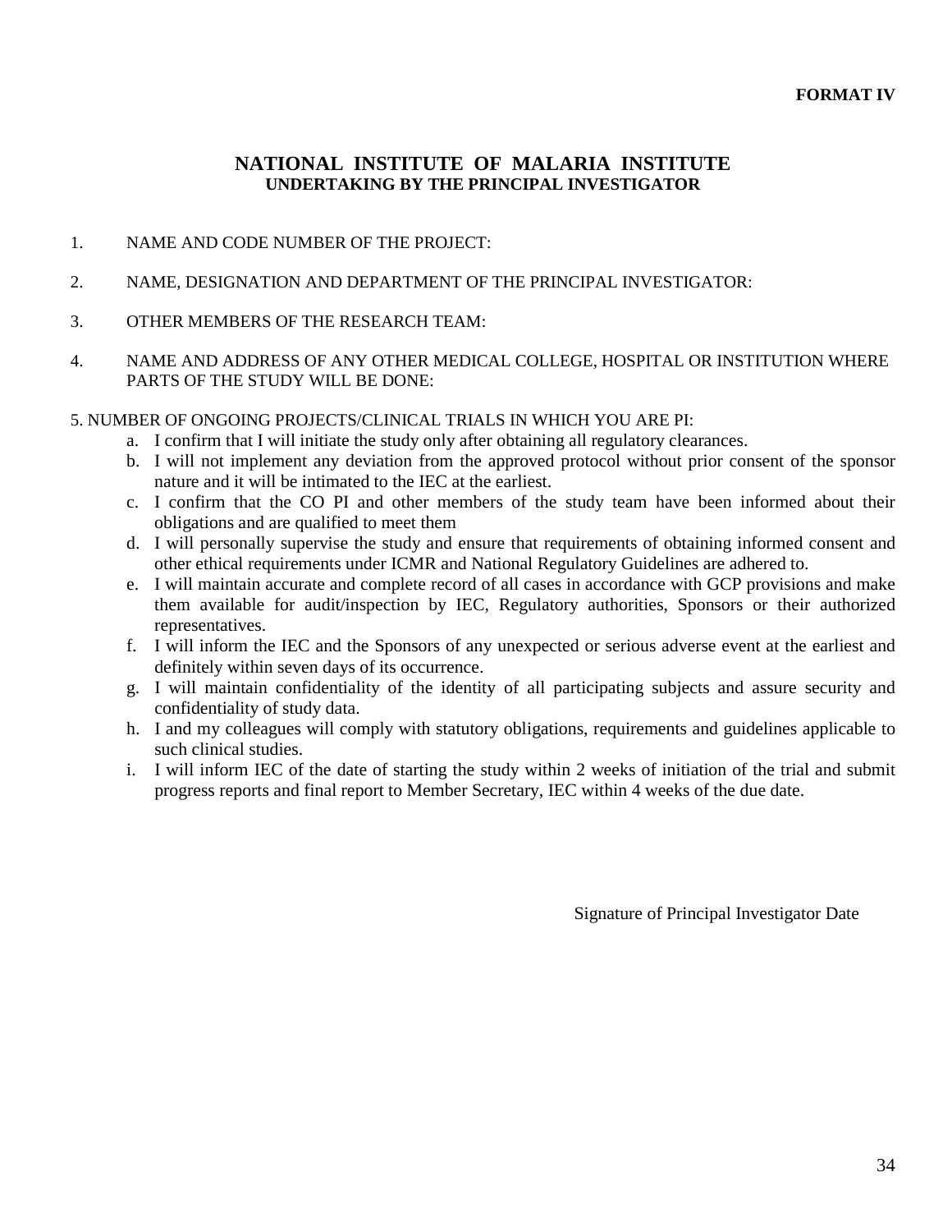**FORMAT IV**

## NATIONAL INSTITUTE OF MALARIA INSTITUTE
### UNDERTAKING BY THE PRINCIPAL INVESTIGATOR

1. NAME AND CODE NUMBER OF THE PROJECT:

2. NAME, DESIGNATION AND DEPARTMENT OF THE PRINCIPAL INVESTIGATOR:

3. OTHER MEMBERS OF THE RESEARCH TEAM:

4. NAME AND ADDRESS OF ANY OTHER MEDICAL COLLEGE, HOSPITAL OR INSTITUTION WHERE PARTS OF THE STUDY WILL BE DONE:

5. NUMBER OF ONGOING PROJECTS/CLINICAL TRIALS IN WHICH YOU ARE PI:

   a. I confirm that I will initiate the study only after obtaining all regulatory clearances.
   b. I will not implement any deviation from the approved protocol without prior consent of the sponsor nature and it will be intimated to the IEC at the earliest.
   c. I confirm that the CO PI and other members of the study team have been informed about their obligations and are qualified to meet them
   d. I will personally supervise the study and ensure that requirements of obtaining informed consent and other ethical requirements under ICMR and National Regulatory Guidelines are adhered to.
   e. I will maintain accurate and complete record of all cases in accordance with GCP provisions and make them available for audit/inspection by IEC, Regulatory authorities, Sponsors or their authorized representatives.
   f. I will inform the IEC and the Sponsors of any unexpected or serious adverse event at the earliest and definitely within seven days of its occurrence.
   g. I will maintain confidentiality of the identity of all participating subjects and assure security and confidentiality of study data.
   h. I and my colleagues will comply with statutory obligations, requirements and guidelines applicable to such clinical studies.
   i. I will inform IEC of the date of starting the study within 2 weeks of initiation of the trial and submit progress reports and final report to Member Secretary, IEC within 4 weeks of the due date.

Signature of Principal Investigator Date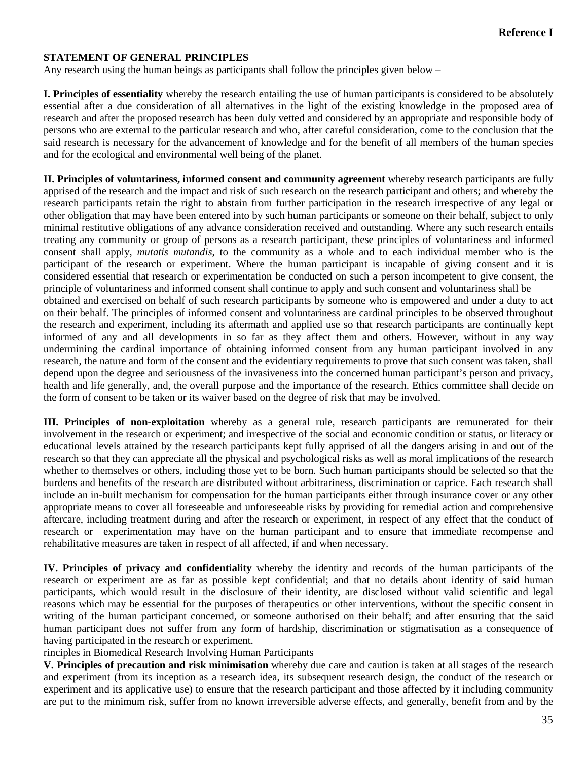**Reference I**

## STATEMENT OF GENERAL PRINCIPLES

Any research using the human beings as participants shall follow the principles given below –

**I. Principles of essentiality** whereby the research entailing the use of human participants is considered to be absolutely essential after a due consideration of all alternatives in the light of the existing knowledge in the proposed area of research and after the proposed research has been duly vetted and considered by an appropriate and responsible body of persons who are external to the particular research and who, after careful consideration, come to the conclusion that the said research is necessary for the advancement of knowledge and for the benefit of all members of the human species and for the ecological and environmental well being of the planet.

**II. Principles of voluntariness, informed consent and community agreement** whereby research participants are fully apprised of the research and the impact and risk of such research on the research participant and others; and whereby the research participants retain the right to abstain from further participation in the research irrespective of any legal or other obligation that may have been entered into by such human participants or someone on their behalf, subject to only minimal restitutive obligations of any advance consideration received and outstanding. Where any such research entails treating any community or group of persons as a research participant, these principles of voluntariness and informed consent shall apply, *mutatis mutandis*, to the community as a whole and to each individual member who is the participant of the research or experiment. Where the human participant is incapable of giving consent and it is considered essential that research or experimentation be conducted on such a person incompetent to give consent, the principle of voluntariness and informed consent shall continue to apply and such consent and voluntariness shall be obtained and exercised on behalf of such research participants by someone who is empowered and under a duty to act on their behalf. The principles of informed consent and voluntariness are cardinal principles to be observed throughout the research and experiment, including its aftermath and applied use so that research participants are continually kept informed of any and all developments in so far as they affect them and others. However, without in any way undermining the cardinal importance of obtaining informed consent from any human participant involved in any research, the nature and form of the consent and the evidentiary requirements to prove that such consent was taken, shall depend upon the degree and seriousness of the invasiveness into the concerned human participant's person and privacy, health and life generally, and, the overall purpose and the importance of the research. Ethics committee shall decide on the form of consent to be taken or its waiver based on the degree of risk that may be involved.

**III. Principles of non-exploitation** whereby as a general rule, research participants are remunerated for their involvement in the research or experiment; and irrespective of the social and economic condition or status, or literacy or educational levels attained by the research participants kept fully apprised of all the dangers arising in and out of the research so that they can appreciate all the physical and psychological risks as well as moral implications of the research whether to themselves or others, including those yet to be born. Such human participants should be selected so that the burdens and benefits of the research are distributed without arbitrariness, discrimination or caprice. Each research shall include an in-built mechanism for compensation for the human participants either through insurance cover or any other appropriate means to cover all foreseeable and unforeseeable risks by providing for remedial action and comprehensive aftercare, including treatment during and after the research or experiment, in respect of any effect that the conduct of research or experimentation may have on the human participant and to ensure that immediate recompense and rehabilitative measures are taken in respect of all affected, if and when necessary.

**IV. Principles of privacy and confidentiality** whereby the identity and records of the human participants of the research or experiment are as far as possible kept confidential; and that no details about identity of said human participants, which would result in the disclosure of their identity, are disclosed without valid scientific and legal reasons which may be essential for the purposes of therapeutics or other interventions, without the specific consent in writing of the human participant concerned, or someone authorised on their behalf; and after ensuring that the said human participant does not suffer from any form of hardship, discrimination or stigmatisation as a consequence of having participated in the research or experiment.

rinciples in Biomedical Research Involving Human Participants

**V. Principles of precaution and risk minimisation** whereby due care and caution is taken at all stages of the research and experiment (from its inception as a research idea, its subsequent research design, the conduct of the research or experiment and its applicative use) to ensure that the research participant and those affected by it including community are put to the minimum risk, suffer from no known irreversible adverse effects, and generally, benefit from and by the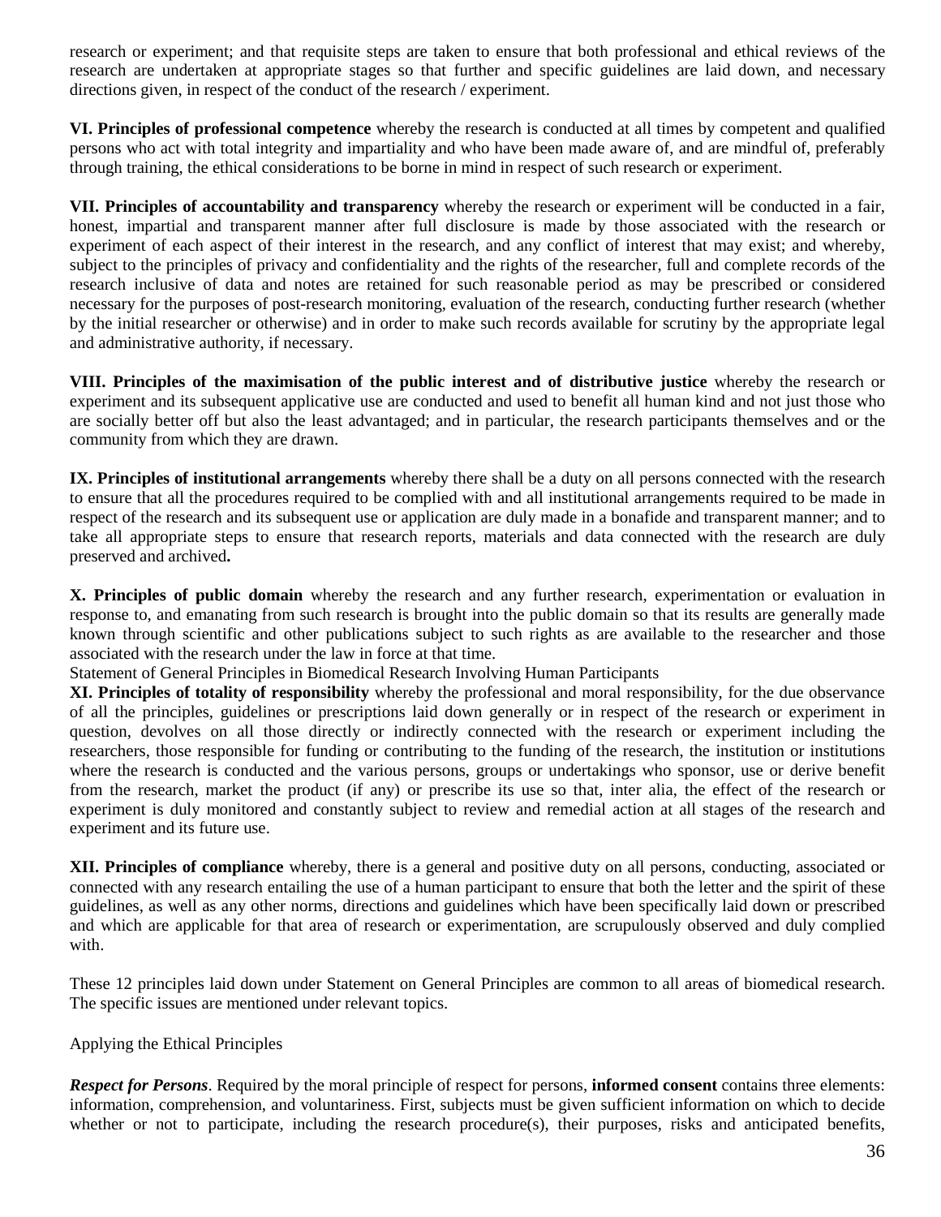research or experiment; and that requisite steps are taken to ensure that both professional and ethical reviews of the research are undertaken at appropriate stages so that further and specific guidelines are laid down, and necessary directions given, in respect of the conduct of the research / experiment.

**VI. Principles of professional competence** whereby the research is conducted at all times by competent and qualified persons who act with total integrity and impartiality and who have been made aware of, and are mindful of, preferably through training, the ethical considerations to be borne in mind in respect of such research or experiment.

**VII. Principles of accountability and transparency** whereby the research or experiment will be conducted in a fair, honest, impartial and transparent manner after full disclosure is made by those associated with the research or experiment of each aspect of their interest in the research, and any conflict of interest that may exist; and whereby, subject to the principles of privacy and confidentiality and the rights of the researcher, full and complete records of the research inclusive of data and notes are retained for such reasonable period as may be prescribed or considered necessary for the purposes of post-research monitoring, evaluation of the research, conducting further research (whether by the initial researcher or otherwise) and in order to make such records available for scrutiny by the appropriate legal and administrative authority, if necessary.

**VIII. Principles of the maximisation of the public interest and of distributive justice** whereby the research or experiment and its subsequent applicative use are conducted and used to benefit all human kind and not just those who are socially better off but also the least advantaged; and in particular, the research participants themselves and or the community from which they are drawn.

**IX. Principles of institutional arrangements** whereby there shall be a duty on all persons connected with the research to ensure that all the procedures required to be complied with and all institutional arrangements required to be made in respect of the research and its subsequent use or application are duly made in a bonafide and transparent manner; and to take all appropriate steps to ensure that research reports, materials and data connected with the research are duly preserved and archived**.**

**X. Principles of public domain** whereby the research and any further research, experimentation or evaluation in response to, and emanating from such research is brought into the public domain so that its results are generally made known through scientific and other publications subject to such rights as are available to the researcher and those associated with the research under the law in force at that time.

Statement of General Principles in Biomedical Research Involving Human Participants

**XI. Principles of totality of responsibility** whereby the professional and moral responsibility, for the due observance of all the principles, guidelines or prescriptions laid down generally or in respect of the research or experiment in question, devolves on all those directly or indirectly connected with the research or experiment including the researchers, those responsible for funding or contributing to the funding of the research, the institution or institutions where the research is conducted and the various persons, groups or undertakings who sponsor, use or derive benefit from the research, market the product (if any) or prescribe its use so that, inter alia, the effect of the research or experiment is duly monitored and constantly subject to review and remedial action at all stages of the research and experiment and its future use.

**XII. Principles of compliance** whereby, there is a general and positive duty on all persons, conducting, associated or connected with any research entailing the use of a human participant to ensure that both the letter and the spirit of these guidelines, as well as any other norms, directions and guidelines which have been specifically laid down or prescribed and which are applicable for that area of research or experimentation, are scrupulously observed and duly complied with.

These 12 principles laid down under Statement on General Principles are common to all areas of biomedical research. The specific issues are mentioned under relevant topics.

Applying the Ethical Principles

***Respect for Persons***. Required by the moral principle of respect for persons, **informed consent** contains three elements: information, comprehension, and voluntariness. First, subjects must be given sufficient information on which to decide whether or not to participate, including the research procedure(s), their purposes, risks and anticipated benefits,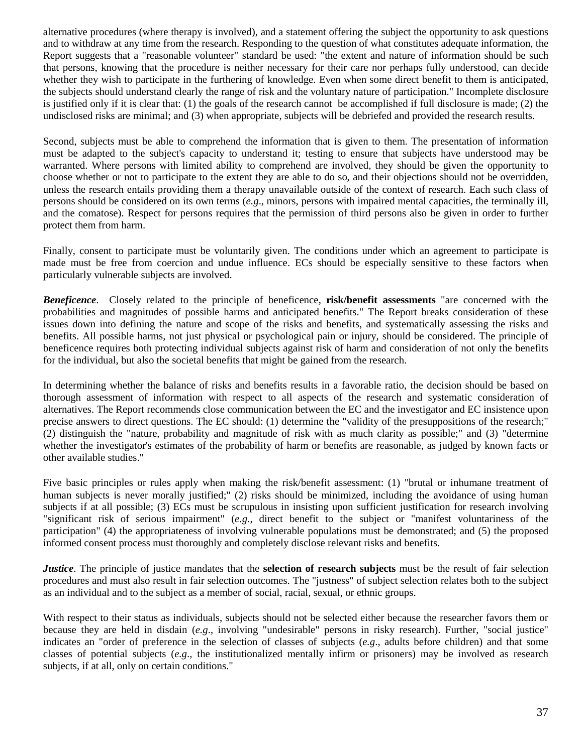alternative procedures (where therapy is involved), and a statement offering the subject the opportunity to ask questions and to withdraw at any time from the research. Responding to the question of what constitutes adequate information, the Report suggests that a "reasonable volunteer" standard be used: "the extent and nature of information should be such that persons, knowing that the procedure is neither necessary for their care nor perhaps fully understood, can decide whether they wish to participate in the furthering of knowledge. Even when some direct benefit to them is anticipated, the subjects should understand clearly the range of risk and the voluntary nature of participation." Incomplete disclosure is justified only if it is clear that: (1) the goals of the research cannot be accomplished if full disclosure is made; (2) the undisclosed risks are minimal; and (3) when appropriate, subjects will be debriefed and provided the research results.

Second, subjects must be able to comprehend the information that is given to them. The presentation of information must be adapted to the subject's capacity to understand it; testing to ensure that subjects have understood may be warranted. Where persons with limited ability to comprehend are involved, they should be given the opportunity to choose whether or not to participate to the extent they are able to do so, and their objections should not be overridden, unless the research entails providing them a therapy unavailable outside of the context of research. Each such class of persons should be considered on its own terms (*e.g*., minors, persons with impaired mental capacities, the terminally ill, and the comatose). Respect for persons requires that the permission of third persons also be given in order to further protect them from harm.

Finally, consent to participate must be voluntarily given. The conditions under which an agreement to participate is made must be free from coercion and undue influence. ECs should be especially sensitive to these factors when particularly vulnerable subjects are involved.

***Beneficence***. Closely related to the principle of beneficence, **risk/benefit assessments** "are concerned with the probabilities and magnitudes of possible harms and anticipated benefits." The Report breaks consideration of these issues down into defining the nature and scope of the risks and benefits, and systematically assessing the risks and benefits. All possible harms, not just physical or psychological pain or injury, should be considered. The principle of beneficence requires both protecting individual subjects against risk of harm and consideration of not only the benefits for the individual, but also the societal benefits that might be gained from the research.

In determining whether the balance of risks and benefits results in a favorable ratio, the decision should be based on thorough assessment of information with respect to all aspects of the research and systematic consideration of alternatives. The Report recommends close communication between the EC and the investigator and EC insistence upon precise answers to direct questions. The EC should: (1) determine the "validity of the presuppositions of the research;" (2) distinguish the "nature, probability and magnitude of risk with as much clarity as possible;" and (3) "determine whether the investigator's estimates of the probability of harm or benefits are reasonable, as judged by known facts or other available studies."

Five basic principles or rules apply when making the risk/benefit assessment: (1) "brutal or inhumane treatment of human subjects is never morally justified;" (2) risks should be minimized, including the avoidance of using human subjects if at all possible; (3) ECs must be scrupulous in insisting upon sufficient justification for research involving "significant risk of serious impairment" (*e.g.*, direct benefit to the subject or "manifest voluntariness of the participation" (4) the appropriateness of involving vulnerable populations must be demonstrated; and (5) the proposed informed consent process must thoroughly and completely disclose relevant risks and benefits.

***Justice***. The principle of justice mandates that the **selection of research subjects** must be the result of fair selection procedures and must also result in fair selection outcomes. The "justness" of subject selection relates both to the subject as an individual and to the subject as a member of social, racial, sexual, or ethnic groups.

With respect to their status as individuals, subjects should not be selected either because the researcher favors them or because they are held in disdain (*e.g*., involving "undesirable" persons in risky research). Further, "social justice" indicates an "order of preference in the selection of classes of subjects (*e.g*., adults before children) and that some classes of potential subjects (*e.g*., the institutionalized mentally infirm or prisoners) may be involved as research subjects, if at all, only on certain conditions."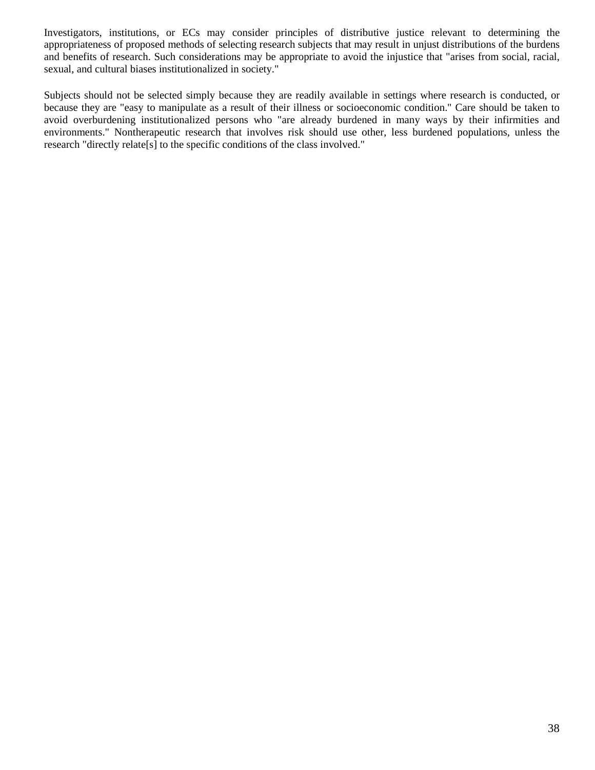Investigators, institutions, or ECs may consider principles of distributive justice relevant to determining the appropriateness of proposed methods of selecting research subjects that may result in unjust distributions of the burdens and benefits of research. Such considerations may be appropriate to avoid the injustice that "arises from social, racial, sexual, and cultural biases institutionalized in society."

Subjects should not be selected simply because they are readily available in settings where research is conducted, or because they are "easy to manipulate as a result of their illness or socioeconomic condition." Care should be taken to avoid overburdening institutionalized persons who "are already burdened in many ways by their infirmities and environments." Nontherapeutic research that involves risk should use other, less burdened populations, unless the research "directly relate[s] to the specific conditions of the class involved."